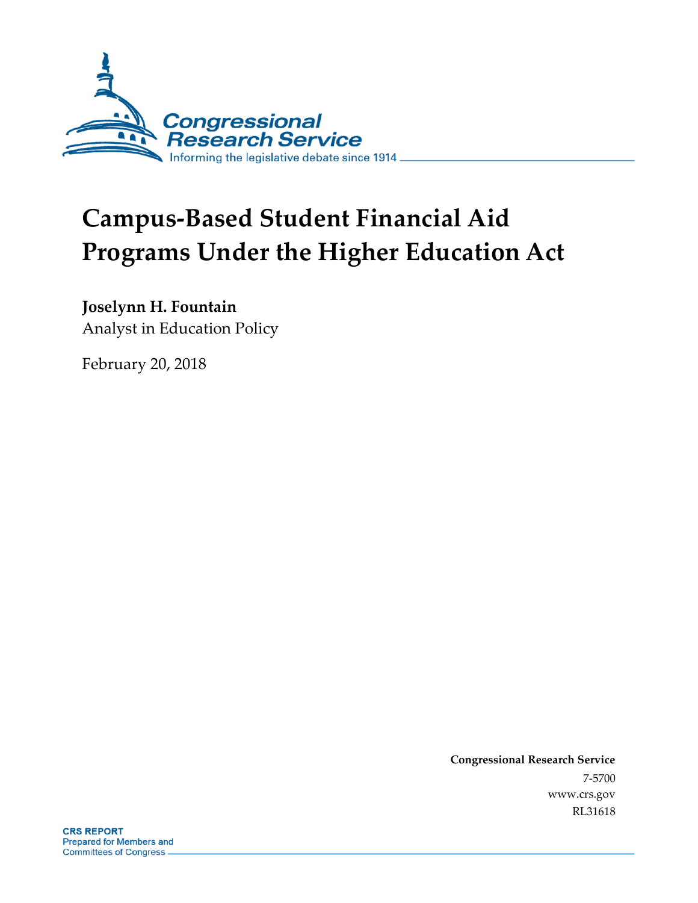# Campus-Based Student Financial Aid Programs Under the Higher Education Act

**Joselynn H. Fountain**
Analyst in Education Policy

February 20, 2018

**Congressional Research Service**
7-5700
www.crs.gov
RL31618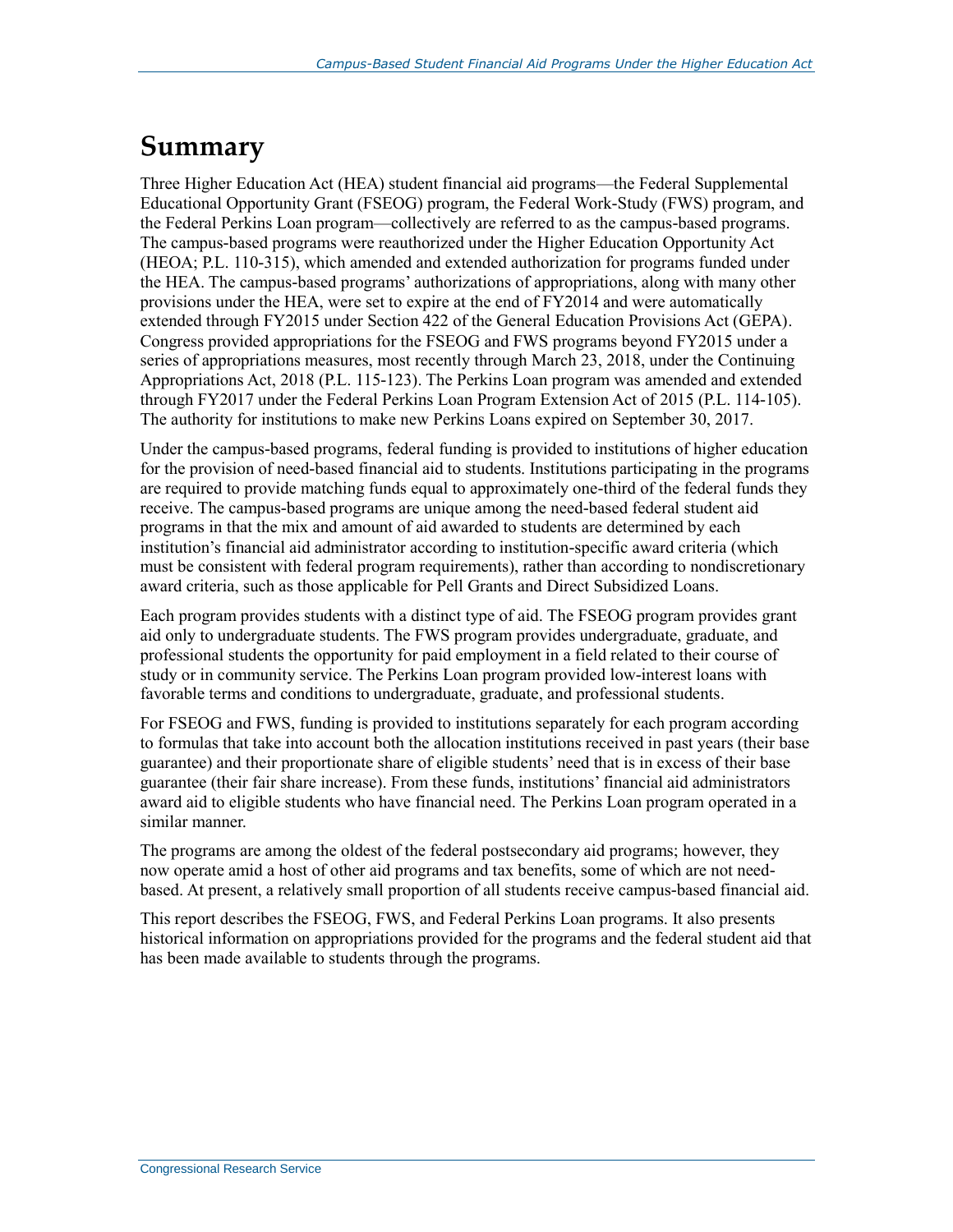# Summary

Three Higher Education Act (HEA) student financial aid programs—the Federal Supplemental Educational Opportunity Grant (FSEOG) program, the Federal Work-Study (FWS) program, and the Federal Perkins Loan program—collectively are referred to as the campus-based programs. The campus-based programs were reauthorized under the Higher Education Opportunity Act (HEOA; P.L. 110-315), which amended and extended authorization for programs funded under the HEA. The campus-based programs' authorizations of appropriations, along with many other provisions under the HEA, were set to expire at the end of FY2014 and were automatically extended through FY2015 under Section 422 of the General Education Provisions Act (GEPA). Congress provided appropriations for the FSEOG and FWS programs beyond FY2015 under a series of appropriations measures, most recently through March 23, 2018, under the Continuing Appropriations Act, 2018 (P.L. 115-123). The Perkins Loan program was amended and extended through FY2017 under the Federal Perkins Loan Program Extension Act of 2015 (P.L. 114-105). The authority for institutions to make new Perkins Loans expired on September 30, 2017.

Under the campus-based programs, federal funding is provided to institutions of higher education for the provision of need-based financial aid to students. Institutions participating in the programs are required to provide matching funds equal to approximately one-third of the federal funds they receive. The campus-based programs are unique among the need-based federal student aid programs in that the mix and amount of aid awarded to students are determined by each institution's financial aid administrator according to institution-specific award criteria (which must be consistent with federal program requirements), rather than according to nondiscretionary award criteria, such as those applicable for Pell Grants and Direct Subsidized Loans.

Each program provides students with a distinct type of aid. The FSEOG program provides grant aid only to undergraduate students. The FWS program provides undergraduate, graduate, and professional students the opportunity for paid employment in a field related to their course of study or in community service. The Perkins Loan program provided low-interest loans with favorable terms and conditions to undergraduate, graduate, and professional students.

For FSEOG and FWS, funding is provided to institutions separately for each program according to formulas that take into account both the allocation institutions received in past years (their base guarantee) and their proportionate share of eligible students' need that is in excess of their base guarantee (their fair share increase). From these funds, institutions' financial aid administrators award aid to eligible students who have financial need. The Perkins Loan program operated in a similar manner.

The programs are among the oldest of the federal postsecondary aid programs; however, they now operate amid a host of other aid programs and tax benefits, some of which are not need-based. At present, a relatively small proportion of all students receive campus-based financial aid.

This report describes the FSEOG, FWS, and Federal Perkins Loan programs. It also presents historical information on appropriations provided for the programs and the federal student aid that has been made available to students through the programs.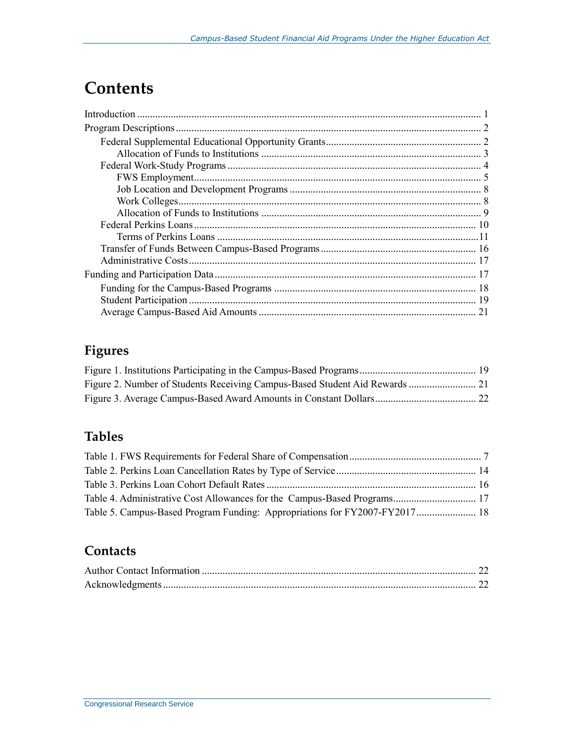# Contents

Introduction ..................................................................................................................... 1
Program Descriptions ...................................................................................................... 2
- Federal Supplemental Educational Opportunity Grants ............................................................ 2
  - Allocation of Funds to Institutions .................................................................................... 3
- Federal Work-Study Programs ................................................................................................ 4
  - FWS Employment .............................................................................................................. 5
  - Job Location and Development Programs .......................................................................... 8
  - Work Colleges .................................................................................................................... 8
  - Allocation of Funds to Institutions .................................................................................... 9
- Federal Perkins Loans ............................................................................................................ 10
  - Terms of Perkins Loans ..................................................................................................... 11
- Transfer of Funds Between Campus-Based Programs ............................................................ 16
- Administrative Costs .............................................................................................................. 17

Funding and Participation Data ..................................................................................... 17
- Funding for the Campus-Based Programs ............................................................................. 18
- Student Participation .............................................................................................................. 19
- Average Campus-Based Aid Amounts ................................................................................... 21

## Figures

Figure 1. Institutions Participating in the Campus-Based Programs ............................................ 19
Figure 2. Number of Students Receiving Campus-Based Student Aid Rewards .......................... 21
Figure 3. Average Campus-Based Award Amounts in Constant Dollars ...................................... 22

## Tables

Table 1. FWS Requirements for Federal Share of Compensation .................................................. 7
Table 2. Perkins Loan Cancellation Rates by Type of Service ...................................................... 14
Table 3. Perkins Loan Cohort Default Rates ................................................................................ 16
Table 4. Administrative Cost Allowances for the Campus-Based Programs ................................ 17
Table 5. Campus-Based Program Funding: Appropriations for FY2007-FY2017 ....................... 18

## Contacts

Author Contact Information ......................................................................................................... 22
Acknowledgments ........................................................................................................................ 22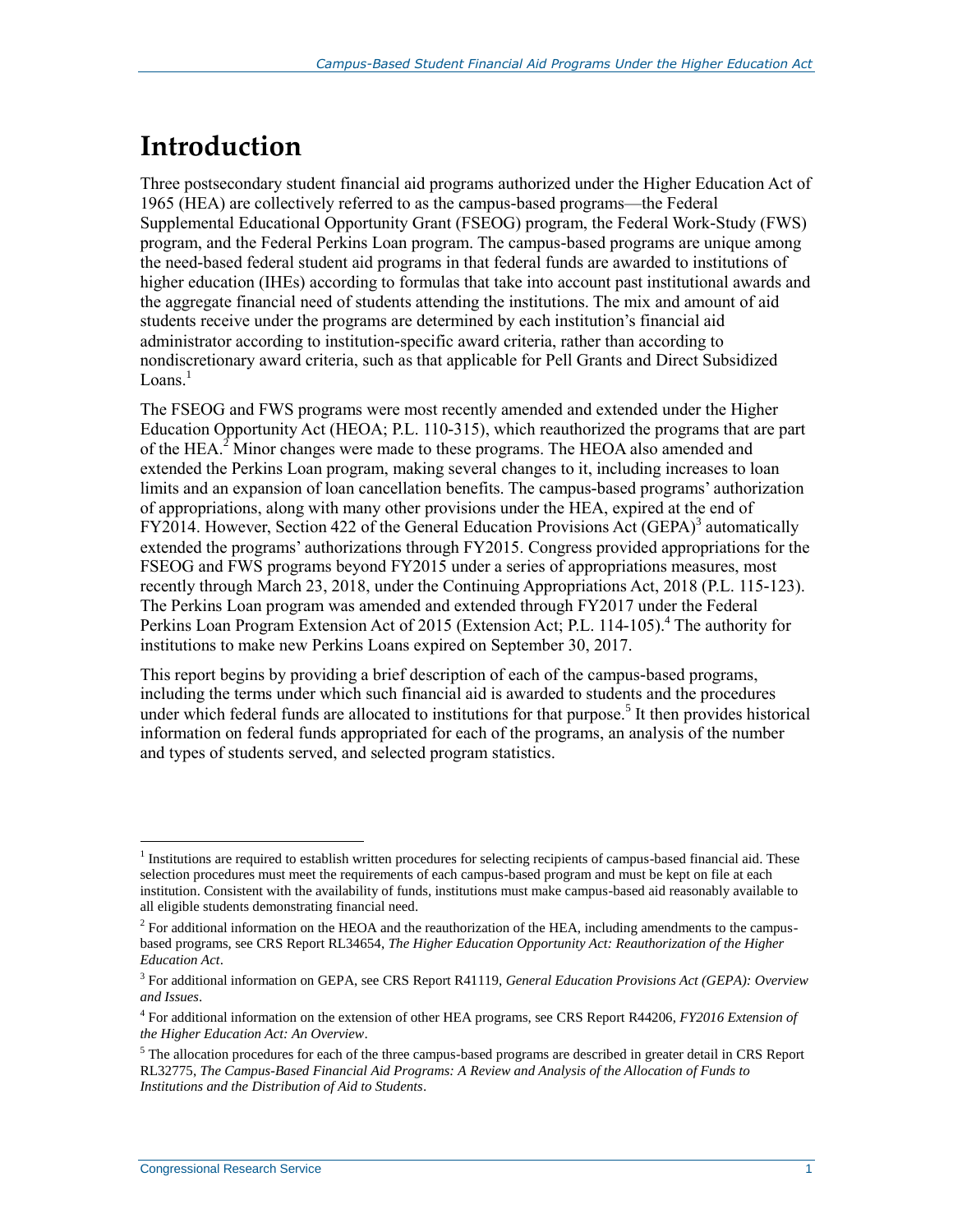# Introduction

Three postsecondary student financial aid programs authorized under the Higher Education Act of 1965 (HEA) are collectively referred to as the campus-based programs—the Federal Supplemental Educational Opportunity Grant (FSEOG) program, the Federal Work-Study (FWS) program, and the Federal Perkins Loan program. The campus-based programs are unique among the need-based federal student aid programs in that federal funds are awarded to institutions of higher education (IHEs) according to formulas that take into account past institutional awards and the aggregate financial need of students attending the institutions. The mix and amount of aid students receive under the programs are determined by each institution's financial aid administrator according to institution-specific award criteria, rather than according to nondiscretionary award criteria, such as that applicable for Pell Grants and Direct Subsidized Loans.[1]

The FSEOG and FWS programs were most recently amended and extended under the Higher Education Opportunity Act (HEOA; P.L. 110-315), which reauthorized the programs that are part of the HEA.[2] Minor changes were made to these programs. The HEOA also amended and extended the Perkins Loan program, making several changes to it, including increases to loan limits and an expansion of loan cancellation benefits. The campus-based programs' authorization of appropriations, along with many other provisions under the HEA, expired at the end of FY2014. However, Section 422 of the General Education Provisions Act (GEPA)[3] automatically extended the programs' authorizations through FY2015. Congress provided appropriations for the FSEOG and FWS programs beyond FY2015 under a series of appropriations measures, most recently through March 23, 2018, under the Continuing Appropriations Act, 2018 (P.L. 115-123). The Perkins Loan program was amended and extended through FY2017 under the Federal Perkins Loan Program Extension Act of 2015 (Extension Act; P.L. 114-105).[4] The authority for institutions to make new Perkins Loans expired on September 30, 2017.

This report begins by providing a brief description of each of the campus-based programs, including the terms under which such financial aid is awarded to students and the procedures under which federal funds are allocated to institutions for that purpose.[5] It then provides historical information on federal funds appropriated for each of the programs, an analysis of the number and types of students served, and selected program statistics.

---

[1] Institutions are required to establish written procedures for selecting recipients of campus-based financial aid. These selection procedures must meet the requirements of each campus-based program and must be kept on file at each institution. Consistent with the availability of funds, institutions must make campus-based aid reasonably available to all eligible students demonstrating financial need.

[2] For additional information on the HEOA and the reauthorization of the HEA, including amendments to the campus-based programs, see CRS Report RL34654, *The Higher Education Opportunity Act: Reauthorization of the Higher Education Act*.

[3] For additional information on GEPA, see CRS Report R41119, *General Education Provisions Act (GEPA): Overview and Issues*.

[4] For additional information on the extension of other HEA programs, see CRS Report R44206, *FY2016 Extension of the Higher Education Act: An Overview*.

[5] The allocation procedures for each of the three campus-based programs are described in greater detail in CRS Report RL32775, *The Campus-Based Financial Aid Programs: A Review and Analysis of the Allocation of Funds to Institutions and the Distribution of Aid to Students*.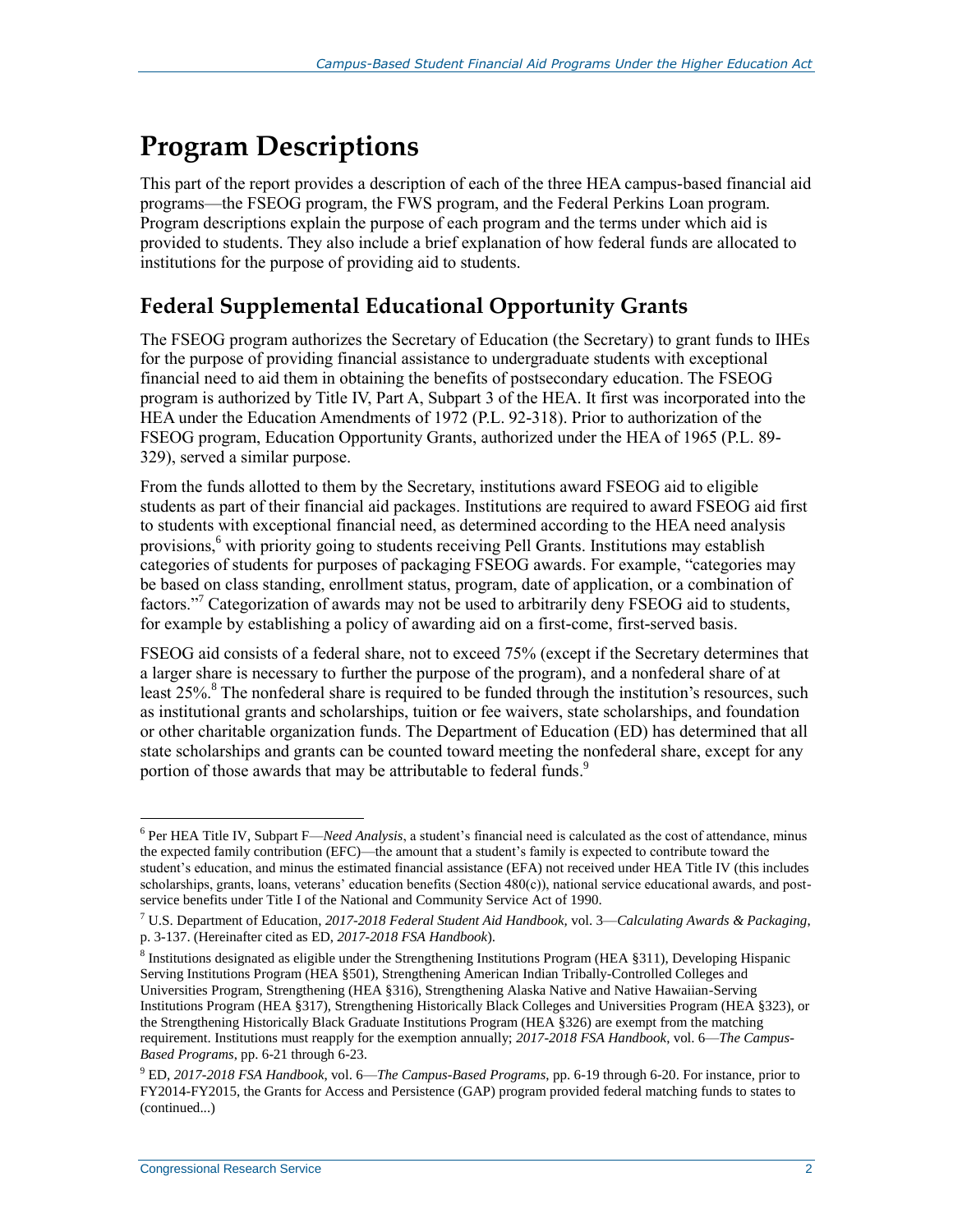# Program Descriptions

This part of the report provides a description of each of the three HEA campus-based financial aid programs—the FSEOG program, the FWS program, and the Federal Perkins Loan program. Program descriptions explain the purpose of each program and the terms under which aid is provided to students. They also include a brief explanation of how federal funds are allocated to institutions for the purpose of providing aid to students.

## Federal Supplemental Educational Opportunity Grants

The FSEOG program authorizes the Secretary of Education (the Secretary) to grant funds to IHEs for the purpose of providing financial assistance to undergraduate students with exceptional financial need to aid them in obtaining the benefits of postsecondary education. The FSEOG program is authorized by Title IV, Part A, Subpart 3 of the HEA. It first was incorporated into the HEA under the Education Amendments of 1972 (P.L. 92-318). Prior to authorization of the FSEOG program, Education Opportunity Grants, authorized under the HEA of 1965 (P.L. 89-329), served a similar purpose.

From the funds allotted to them by the Secretary, institutions award FSEOG aid to eligible students as part of their financial aid packages. Institutions are required to award FSEOG aid first to students with exceptional financial need, as determined according to the HEA need analysis provisions,[6] with priority going to students receiving Pell Grants. Institutions may establish categories of students for purposes of packaging FSEOG awards. For example, "categories may be based on class standing, enrollment status, program, date of application, or a combination of factors."[7] Categorization of awards may not be used to arbitrarily deny FSEOG aid to students, for example by establishing a policy of awarding aid on a first-come, first-served basis.

FSEOG aid consists of a federal share, not to exceed 75% (except if the Secretary determines that a larger share is necessary to further the purpose of the program), and a nonfederal share of at least 25%.[8] The nonfederal share is required to be funded through the institution's resources, such as institutional grants and scholarships, tuition or fee waivers, state scholarships, and foundation or other charitable organization funds. The Department of Education (ED) has determined that all state scholarships and grants can be counted toward meeting the nonfederal share, except for any portion of those awards that may be attributable to federal funds.[9]

---

[6] Per HEA Title IV, Subpart F—*Need Analysis*, a student's financial need is calculated as the cost of attendance, minus the expected family contribution (EFC)—the amount that a student's family is expected to contribute toward the student's education, and minus the estimated financial assistance (EFA) not received under HEA Title IV (this includes scholarships, grants, loans, veterans' education benefits (Section 480(c)), national service educational awards, and post-service benefits under Title I of the National and Community Service Act of 1990.

[7] U.S. Department of Education, *2017-2018 Federal Student Aid Handbook*, vol. 3—*Calculating Awards & Packaging*, p. 3-137. (Hereinafter cited as ED, *2017-2018 FSA Handbook*).

[8] Institutions designated as eligible under the Strengthening Institutions Program (HEA §311), Developing Hispanic Serving Institutions Program (HEA §501), Strengthening American Indian Tribally-Controlled Colleges and Universities Program, Strengthening (HEA §316), Strengthening Alaska Native and Native Hawaiian-Serving Institutions Program (HEA §317), Strengthening Historically Black Colleges and Universities Program (HEA §323), or the Strengthening Historically Black Graduate Institutions Program (HEA §326) are exempt from the matching requirement. Institutions must reapply for the exemption annually; *2017-2018 FSA Handbook*, vol. 6—*The Campus-Based Programs*, pp. 6-21 through 6-23.

[9] ED, *2017-2018 FSA Handbook*, vol. 6—*The Campus-Based Programs*, pp. 6-19 through 6-20. For instance, prior to FY2014-FY2015, the Grants for Access and Persistence (GAP) program provided federal matching funds to states to (continued...)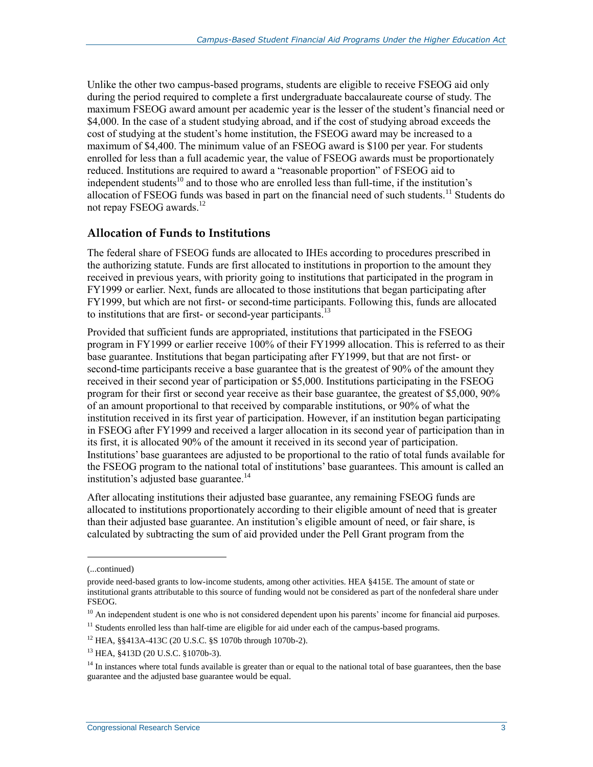Unlike the other two campus-based programs, students are eligible to receive FSEOG aid only during the period required to complete a first undergraduate baccalaureate course of study. The maximum FSEOG award amount per academic year is the lesser of the student's financial need or $4,000. In the case of a student studying abroad, and if the cost of studying abroad exceeds the cost of studying at the student's home institution, the FSEOG award may be increased to a maximum of $4,400. The minimum value of an FSEOG award is $100 per year. For students enrolled for less than a full academic year, the value of FSEOG awards must be proportionately reduced. Institutions are required to award a "reasonable proportion" of FSEOG aid to independent students[10] and to those who are enrolled less than full-time, if the institution's allocation of FSEOG funds was based in part on the financial need of such students.[11] Students do not repay FSEOG awards.[12]

### Allocation of Funds to Institutions

The federal share of FSEOG funds are allocated to IHEs according to procedures prescribed in the authorizing statute. Funds are first allocated to institutions in proportion to the amount they received in previous years, with priority going to institutions that participated in the program in FY1999 or earlier. Next, funds are allocated to those institutions that began participating after FY1999, but which are not first- or second-time participants. Following this, funds are allocated to institutions that are first- or second-year participants.[13]

Provided that sufficient funds are appropriated, institutions that participated in the FSEOG program in FY1999 or earlier receive 100% of their FY1999 allocation. This is referred to as their base guarantee. Institutions that began participating after FY1999, but that are not first- or second-time participants receive a base guarantee that is the greatest of 90% of the amount they received in their second year of participation or $5,000. Institutions participating in the FSEOG program for their first or second year receive as their base guarantee, the greatest of $5,000, 90% of an amount proportional to that received by comparable institutions, or 90% of what the institution received in its first year of participation. However, if an institution began participating in FSEOG after FY1999 and received a larger allocation in its second year of participation than in its first, it is allocated 90% of the amount it received in its second year of participation. Institutions' base guarantees are adjusted to be proportional to the ratio of total funds available for the FSEOG program to the national total of institutions' base guarantees. This amount is called an institution's adjusted base guarantee.[14]

After allocating institutions their adjusted base guarantee, any remaining FSEOG funds are allocated to institutions proportionately according to their eligible amount of need that is greater than their adjusted base guarantee. An institution's eligible amount of need, or fair share, is calculated by subtracting the sum of aid provided under the Pell Grant program from the

---

(...continued)

provide need-based grants to low-income students, among other activities. HEA §415E. The amount of state or institutional grants attributable to this source of funding would not be considered as part of the nonfederal share under FSEOG.

[10] An independent student is one who is not considered dependent upon his parents' income for financial aid purposes.

[11] Students enrolled less than half-time are eligible for aid under each of the campus-based programs.

[12] HEA, §§413A-413C (20 U.S.C. §S 1070b through 1070b-2).

[13] HEA, §413D (20 U.S.C. §1070b-3).

[14] In instances where total funds available is greater than or equal to the national total of base guarantees, then the base guarantee and the adjusted base guarantee would be equal.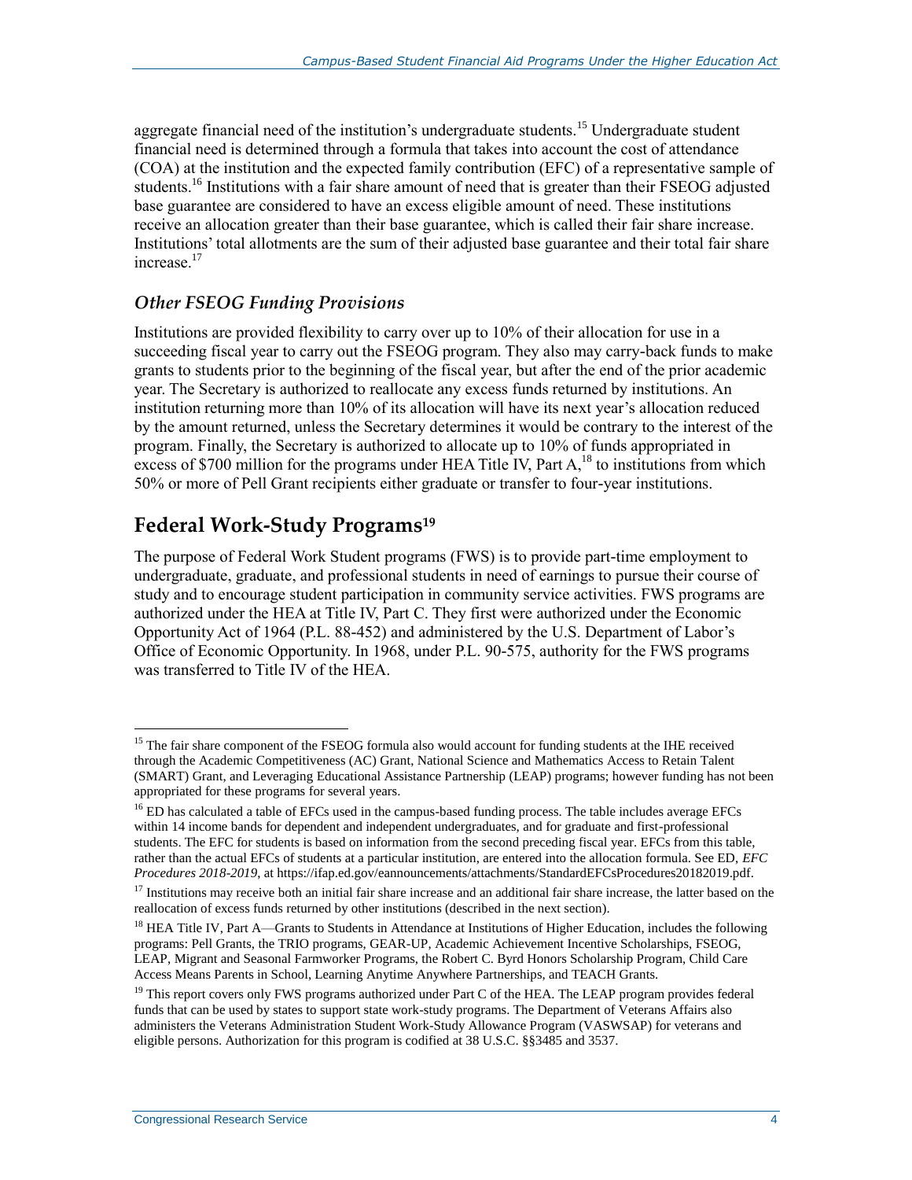aggregate financial need of the institution's undergraduate students.[15] Undergraduate student financial need is determined through a formula that takes into account the cost of attendance (COA) at the institution and the expected family contribution (EFC) of a representative sample of students.[16] Institutions with a fair share amount of need that is greater than their FSEOG adjusted base guarantee are considered to have an excess eligible amount of need. These institutions receive an allocation greater than their base guarantee, which is called their fair share increase. Institutions' total allotments are the sum of their adjusted base guarantee and their total fair share increase.[17]

### *Other FSEOG Funding Provisions*

Institutions are provided flexibility to carry over up to 10% of their allocation for use in a succeeding fiscal year to carry out the FSEOG program. They also may carry-back funds to make grants to students prior to the beginning of the fiscal year, but after the end of the prior academic year. The Secretary is authorized to reallocate any excess funds returned by institutions. An institution returning more than 10% of its allocation will have its next year's allocation reduced by the amount returned, unless the Secretary determines it would be contrary to the interest of the program. Finally, the Secretary is authorized to allocate up to 10% of funds appropriated in excess of $700 million for the programs under HEA Title IV, Part A,[18] to institutions from which 50% or more of Pell Grant recipients either graduate or transfer to four-year institutions.

## Federal Work-Study Programs[19]

The purpose of Federal Work Student programs (FWS) is to provide part-time employment to undergraduate, graduate, and professional students in need of earnings to pursue their course of study and to encourage student participation in community service activities. FWS programs are authorized under the HEA at Title IV, Part C. They first were authorized under the Economic Opportunity Act of 1964 (P.L. 88-452) and administered by the U.S. Department of Labor's Office of Economic Opportunity. In 1968, under P.L. 90-575, authority for the FWS programs was transferred to Title IV of the HEA.

---

[15] The fair share component of the FSEOG formula also would account for funding students at the IHE received through the Academic Competitiveness (AC) Grant, National Science and Mathematics Access to Retain Talent (SMART) Grant, and Leveraging Educational Assistance Partnership (LEAP) programs; however funding has not been appropriated for these programs for several years.

[16] ED has calculated a table of EFCs used in the campus-based funding process. The table includes average EFCs within 14 income bands for dependent and independent undergraduates, and for graduate and first-professional students. The EFC for students is based on information from the second preceding fiscal year. EFCs from this table, rather than the actual EFCs of students at a particular institution, are entered into the allocation formula. See ED, *EFC Procedures 2018-2019*, at https://ifap.ed.gov/eannouncements/attachments/StandardEFCsProcedures20182019.pdf.

[17] Institutions may receive both an initial fair share increase and an additional fair share increase, the latter based on the reallocation of excess funds returned by other institutions (described in the next section).

[18] HEA Title IV, Part A—Grants to Students in Attendance at Institutions of Higher Education, includes the following programs: Pell Grants, the TRIO programs, GEAR-UP, Academic Achievement Incentive Scholarships, FSEOG, LEAP, Migrant and Seasonal Farmworker Programs, the Robert C. Byrd Honors Scholarship Program, Child Care Access Means Parents in School, Learning Anytime Anywhere Partnerships, and TEACH Grants.

[19] This report covers only FWS programs authorized under Part C of the HEA. The LEAP program provides federal funds that can be used by states to support state work-study programs. The Department of Veterans Affairs also administers the Veterans Administration Student Work-Study Allowance Program (VASWSAP) for veterans and eligible persons. Authorization for this program is codified at 38 U.S.C. §§3485 and 3537.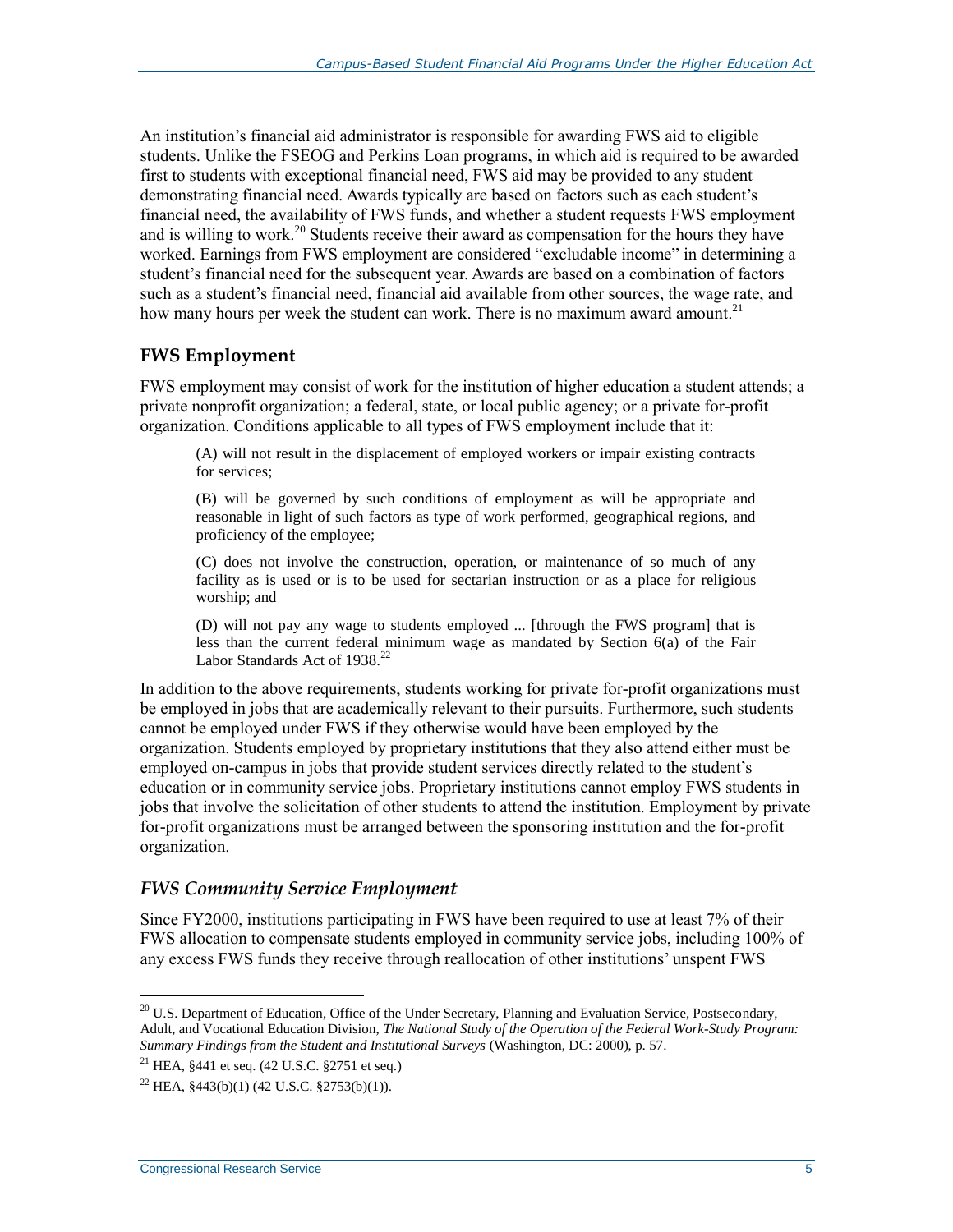An institution's financial aid administrator is responsible for awarding FWS aid to eligible students. Unlike the FSEOG and Perkins Loan programs, in which aid is required to be awarded first to students with exceptional financial need, FWS aid may be provided to any student demonstrating financial need. Awards typically are based on factors such as each student's financial need, the availability of FWS funds, and whether a student requests FWS employment and is willing to work.[20] Students receive their award as compensation for the hours they have worked. Earnings from FWS employment are considered "excludable income" in determining a student's financial need for the subsequent year. Awards are based on a combination of factors such as a student's financial need, financial aid available from other sources, the wage rate, and how many hours per week the student can work. There is no maximum award amount.[21]

### FWS Employment

FWS employment may consist of work for the institution of higher education a student attends; a private nonprofit organization; a federal, state, or local public agency; or a private for-profit organization. Conditions applicable to all types of FWS employment include that it:

> (A) will not result in the displacement of employed workers or impair existing contracts for services;
>
> (B) will be governed by such conditions of employment as will be appropriate and reasonable in light of such factors as type of work performed, geographical regions, and proficiency of the employee;
>
> (C) does not involve the construction, operation, or maintenance of so much of any facility as is used or is to be used for sectarian instruction or as a place for religious worship; and
>
> (D) will not pay any wage to students employed ... [through the FWS program] that is less than the current federal minimum wage as mandated by Section 6(a) of the Fair Labor Standards Act of 1938.[22]

In addition to the above requirements, students working for private for-profit organizations must be employed in jobs that are academically relevant to their pursuits. Furthermore, such students cannot be employed under FWS if they otherwise would have been employed by the organization. Students employed by proprietary institutions that they also attend either must be employed on-campus in jobs that provide student services directly related to the student's education or in community service jobs. Proprietary institutions cannot employ FWS students in jobs that involve the solicitation of other students to attend the institution. Employment by private for-profit organizations must be arranged between the sponsoring institution and the for-profit organization.

#### *FWS Community Service Employment*

Since FY2000, institutions participating in FWS have been required to use at least 7% of their FWS allocation to compensate students employed in community service jobs, including 100% of any excess FWS funds they receive through reallocation of other institutions' unspent FWS

---

[20] U.S. Department of Education, Office of the Under Secretary, Planning and Evaluation Service, Postsecondary, Adult, and Vocational Education Division, *The National Study of the Operation of the Federal Work-Study Program: Summary Findings from the Student and Institutional Surveys* (Washington, DC: 2000), p. 57.

[21] HEA, §441 et seq. (42 U.S.C. §2751 et seq.)

[22] HEA, §443(b)(1) (42 U.S.C. §2753(b)(1)).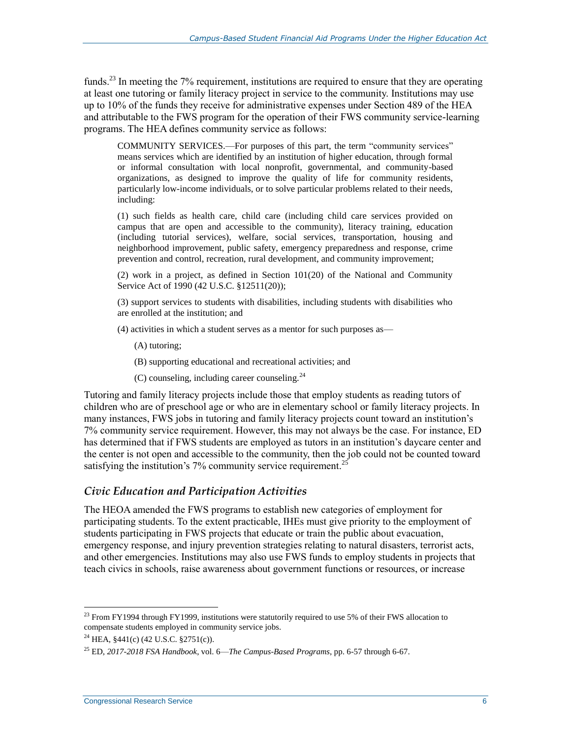funds.[23] In meeting the 7% requirement, institutions are required to ensure that they are operating at least one tutoring or family literacy project in service to the community. Institutions may use up to 10% of the funds they receive for administrative expenses under Section 489 of the HEA and attributable to the FWS program for the operation of their FWS community service-learning programs. The HEA defines community service as follows:

> COMMUNITY SERVICES.—For purposes of this part, the term "community services" means services which are identified by an institution of higher education, through formal or informal consultation with local nonprofit, governmental, and community-based organizations, as designed to improve the quality of life for community residents, particularly low-income individuals, or to solve particular problems related to their needs, including:
>
> (1) such fields as health care, child care (including child care services provided on campus that are open and accessible to the community), literacy training, education (including tutorial services), welfare, social services, transportation, housing and neighborhood improvement, public safety, emergency preparedness and response, crime prevention and control, recreation, rural development, and community improvement;
>
> (2) work in a project, as defined in Section 101(20) of the National and Community Service Act of 1990 (42 U.S.C. §12511(20));
>
> (3) support services to students with disabilities, including students with disabilities who are enrolled at the institution; and
>
> (4) activities in which a student serves as a mentor for such purposes as—
>
> (A) tutoring;
>
> (B) supporting educational and recreational activities; and
>
> (C) counseling, including career counseling.[24]

Tutoring and family literacy projects include those that employ students as reading tutors of children who are of preschool age or who are in elementary school or family literacy projects. In many instances, FWS jobs in tutoring and family literacy projects count toward an institution's 7% community service requirement. However, this may not always be the case. For instance, ED has determined that if FWS students are employed as tutors in an institution's daycare center and the center is not open and accessible to the community, then the job could not be counted toward satisfying the institution's 7% community service requirement.[25]

### *Civic Education and Participation Activities*

The HEOA amended the FWS programs to establish new categories of employment for participating students. To the extent practicable, IHEs must give priority to the employment of students participating in FWS projects that educate or train the public about evacuation, emergency response, and injury prevention strategies relating to natural disasters, terrorist acts, and other emergencies. Institutions may also use FWS funds to employ students in projects that teach civics in schools, raise awareness about government functions or resources, or increase

---

[23] From FY1994 through FY1999, institutions were statutorily required to use 5% of their FWS allocation to compensate students employed in community service jobs.

[24] HEA, §441(c) (42 U.S.C. §2751(c)).

[25] ED, *2017-2018 FSA Handbook*, vol. 6—*The Campus-Based Programs*, pp. 6-57 through 6-67.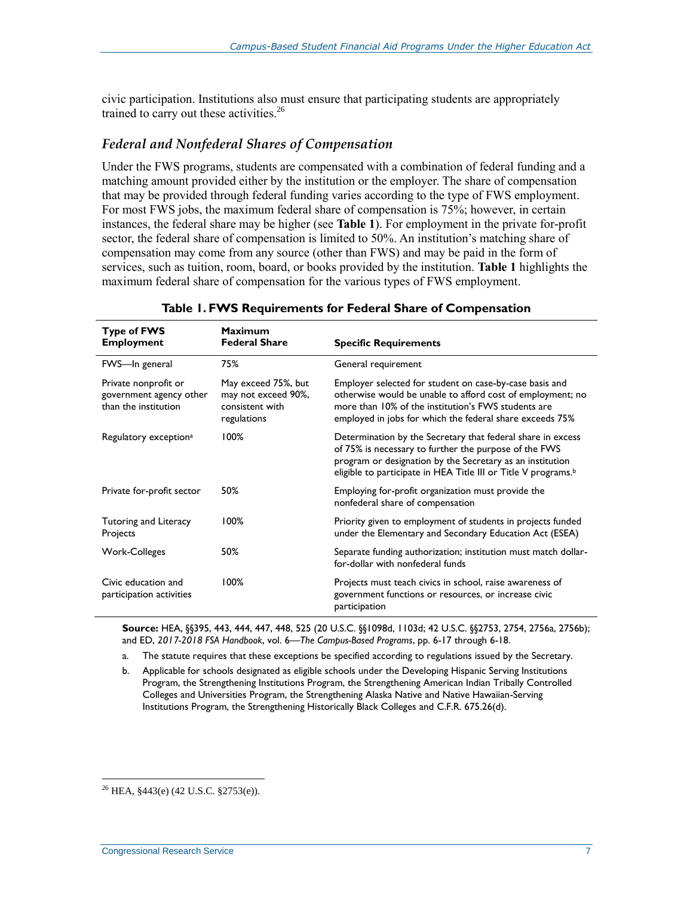civic participation. Institutions also must ensure that participating students are appropriately trained to carry out these activities.[26]

### *Federal and Nonfederal Shares of Compensation*

Under the FWS programs, students are compensated with a combination of federal funding and a matching amount provided either by the institution or the employer. The share of compensation that may be provided through federal funding varies according to the type of FWS employment. For most FWS jobs, the maximum federal share of compensation is 75%; however, in certain instances, the federal share may be higher (see **Table 1**). For employment in the private for-profit sector, the federal share of compensation is limited to 50%. An institution's matching share of compensation may come from any source (other than FWS) and may be paid in the form of services, such as tuition, room, board, or books provided by the institution. **Table 1** highlights the maximum federal share of compensation for the various types of FWS employment.

**Table 1. FWS Requirements for Federal Share of Compensation**

| Type of FWS Employment | Maximum Federal Share | Specific Requirements |
|---|---|---|
| FWS—In general | 75% | General requirement |
| Private nonprofit or government agency other than the institution | May exceed 75%, but may not exceed 90%, consistent with regulations | Employer selected for student on case-by-case basis and otherwise would be unable to afford cost of employment; no more than 10% of the institution's FWS students are employed in jobs for which the federal share exceeds 75% |
| Regulatory exception[a] | 100% | Determination by the Secretary that federal share in excess of 75% is necessary to further the purpose of the FWS program or designation by the Secretary as an institution eligible to participate in HEA Title III or Title V programs.[b] |
| Private for-profit sector | 50% | Employing for-profit organization must provide the nonfederal share of compensation |
| Tutoring and Literacy Projects | 100% | Priority given to employment of students in projects funded under the Elementary and Secondary Education Act (ESEA) |
| Work-Colleges | 50% | Separate funding authorization; institution must match dollar-for-dollar with nonfederal funds |
| Civic education and participation activities | 100% | Projects must teach civics in school, raise awareness of government functions or resources, or increase civic participation |

**Source:** HEA, §§395, 443, 444, 447, 448, 525 (20 U.S.C. §§1098d, 1103d; 42 U.S.C. §§2753, 2754, 2756a, 2756b); and ED, *2017-2018 FSA Handbook*, vol. 6—*The Campus-Based Programs*, pp. 6-17 through 6-18.

a. The statute requires that these exceptions be specified according to regulations issued by the Secretary.

b. Applicable for schools designated as eligible schools under the Developing Hispanic Serving Institutions Program, the Strengthening Institutions Program, the Strengthening American Indian Tribally Controlled Colleges and Universities Program, the Strengthening Alaska Native and Native Hawaiian-Serving Institutions Program, the Strengthening Historically Black Colleges and C.F.R. 675.26(d).

---

[26] HEA, §443(e) (42 U.S.C. §2753(e)).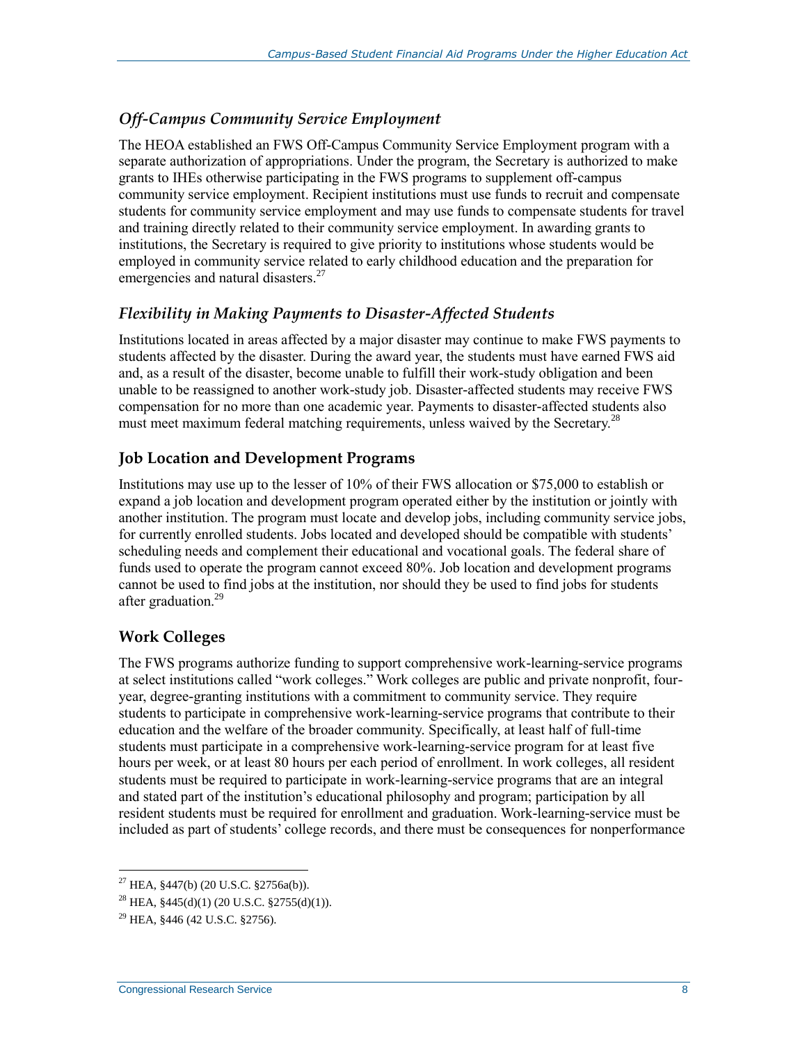### *Off-Campus Community Service Employment*

The HEOA established an FWS Off-Campus Community Service Employment program with a separate authorization of appropriations. Under the program, the Secretary is authorized to make grants to IHEs otherwise participating in the FWS programs to supplement off-campus community service employment. Recipient institutions must use funds to recruit and compensate students for community service employment and may use funds to compensate students for travel and training directly related to their community service employment. In awarding grants to institutions, the Secretary is required to give priority to institutions whose students would be employed in community service related to early childhood education and the preparation for emergencies and natural disasters.[27]

### *Flexibility in Making Payments to Disaster-Affected Students*

Institutions located in areas affected by a major disaster may continue to make FWS payments to students affected by the disaster. During the award year, the students must have earned FWS aid and, as a result of the disaster, become unable to fulfill their work-study obligation and been unable to be reassigned to another work-study job. Disaster-affected students may receive FWS compensation for no more than one academic year. Payments to disaster-affected students also must meet maximum federal matching requirements, unless waived by the Secretary.[28]

## Job Location and Development Programs

Institutions may use up to the lesser of 10% of their FWS allocation or $75,000 to establish or expand a job location and development program operated either by the institution or jointly with another institution. The program must locate and develop jobs, including community service jobs, for currently enrolled students. Jobs located and developed should be compatible with students' scheduling needs and complement their educational and vocational goals. The federal share of funds used to operate the program cannot exceed 80%. Job location and development programs cannot be used to find jobs at the institution, nor should they be used to find jobs for students after graduation.[29]

## Work Colleges

The FWS programs authorize funding to support comprehensive work-learning-service programs at select institutions called "work colleges." Work colleges are public and private nonprofit, four-year, degree-granting institutions with a commitment to community service. They require students to participate in comprehensive work-learning-service programs that contribute to their education and the welfare of the broader community. Specifically, at least half of full-time students must participate in a comprehensive work-learning-service program for at least five hours per week, or at least 80 hours per each period of enrollment. In work colleges, all resident students must be required to participate in work-learning-service programs that are an integral and stated part of the institution's educational philosophy and program; participation by all resident students must be required for enrollment and graduation. Work-learning-service must be included as part of students' college records, and there must be consequences for nonperformance

---

[27] HEA, §447(b) (20 U.S.C. §2756a(b)).

[28] HEA, §445(d)(1) (20 U.S.C. §2755(d)(1)).

[29] HEA, §446 (42 U.S.C. §2756).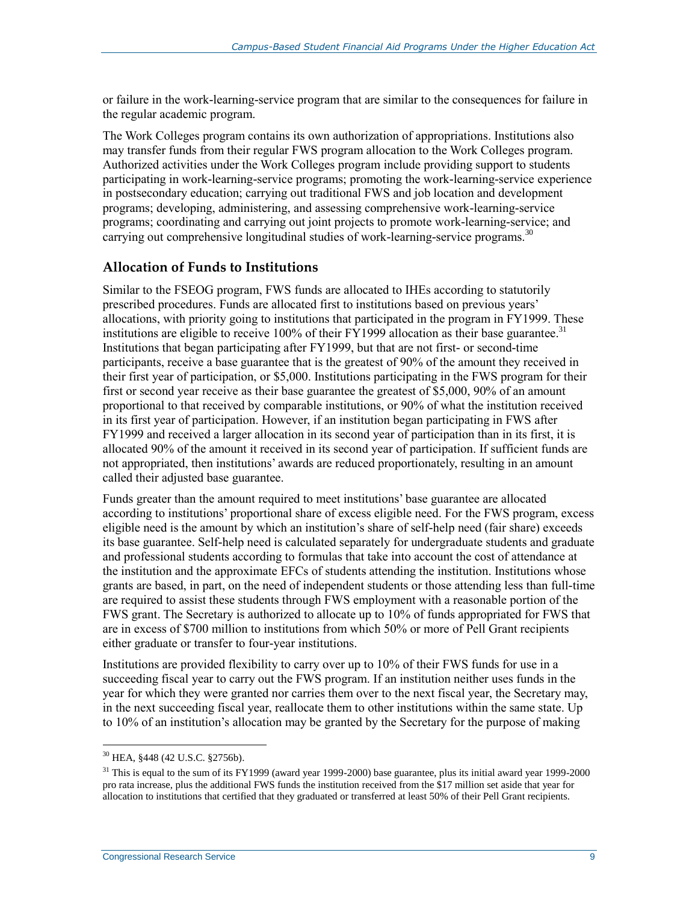or failure in the work-learning-service program that are similar to the consequences for failure in the regular academic program.

The Work Colleges program contains its own authorization of appropriations. Institutions also may transfer funds from their regular FWS program allocation to the Work Colleges program. Authorized activities under the Work Colleges program include providing support to students participating in work-learning-service programs; promoting the work-learning-service experience in postsecondary education; carrying out traditional FWS and job location and development programs; developing, administering, and assessing comprehensive work-learning-service programs; coordinating and carrying out joint projects to promote work-learning-service; and carrying out comprehensive longitudinal studies of work-learning-service programs.[30]

### Allocation of Funds to Institutions

Similar to the FSEOG program, FWS funds are allocated to IHEs according to statutorily prescribed procedures. Funds are allocated first to institutions based on previous years' allocations, with priority going to institutions that participated in the program in FY1999. These institutions are eligible to receive 100% of their FY1999 allocation as their base guarantee.[31] Institutions that began participating after FY1999, but that are not first- or second-time participants, receive a base guarantee that is the greatest of 90% of the amount they received in their first year of participation, or $5,000. Institutions participating in the FWS program for their first or second year receive as their base guarantee the greatest of $5,000, 90% of an amount proportional to that received by comparable institutions, or 90% of what the institution received in its first year of participation. However, if an institution began participating in FWS after FY1999 and received a larger allocation in its second year of participation than in its first, it is allocated 90% of the amount it received in its second year of participation. If sufficient funds are not appropriated, then institutions' awards are reduced proportionately, resulting in an amount called their adjusted base guarantee.

Funds greater than the amount required to meet institutions' base guarantee are allocated according to institutions' proportional share of excess eligible need. For the FWS program, excess eligible need is the amount by which an institution's share of self-help need (fair share) exceeds its base guarantee. Self-help need is calculated separately for undergraduate students and graduate and professional students according to formulas that take into account the cost of attendance at the institution and the approximate EFCs of students attending the institution. Institutions whose grants are based, in part, on the need of independent students or those attending less than full-time are required to assist these students through FWS employment with a reasonable portion of the FWS grant. The Secretary is authorized to allocate up to 10% of funds appropriated for FWS that are in excess of $700 million to institutions from which 50% or more of Pell Grant recipients either graduate or transfer to four-year institutions.

Institutions are provided flexibility to carry over up to 10% of their FWS funds for use in a succeeding fiscal year to carry out the FWS program. If an institution neither uses funds in the year for which they were granted nor carries them over to the next fiscal year, the Secretary may, in the next succeeding fiscal year, reallocate them to other institutions within the same state. Up to 10% of an institution's allocation may be granted by the Secretary for the purpose of making

---

[30] HEA, §448 (42 U.S.C. §2756b).

[31] This is equal to the sum of its FY1999 (award year 1999-2000) base guarantee, plus its initial award year 1999-2000 pro rata increase, plus the additional FWS funds the institution received from the $17 million set aside that year for allocation to institutions that certified that they graduated or transferred at least 50% of their Pell Grant recipients.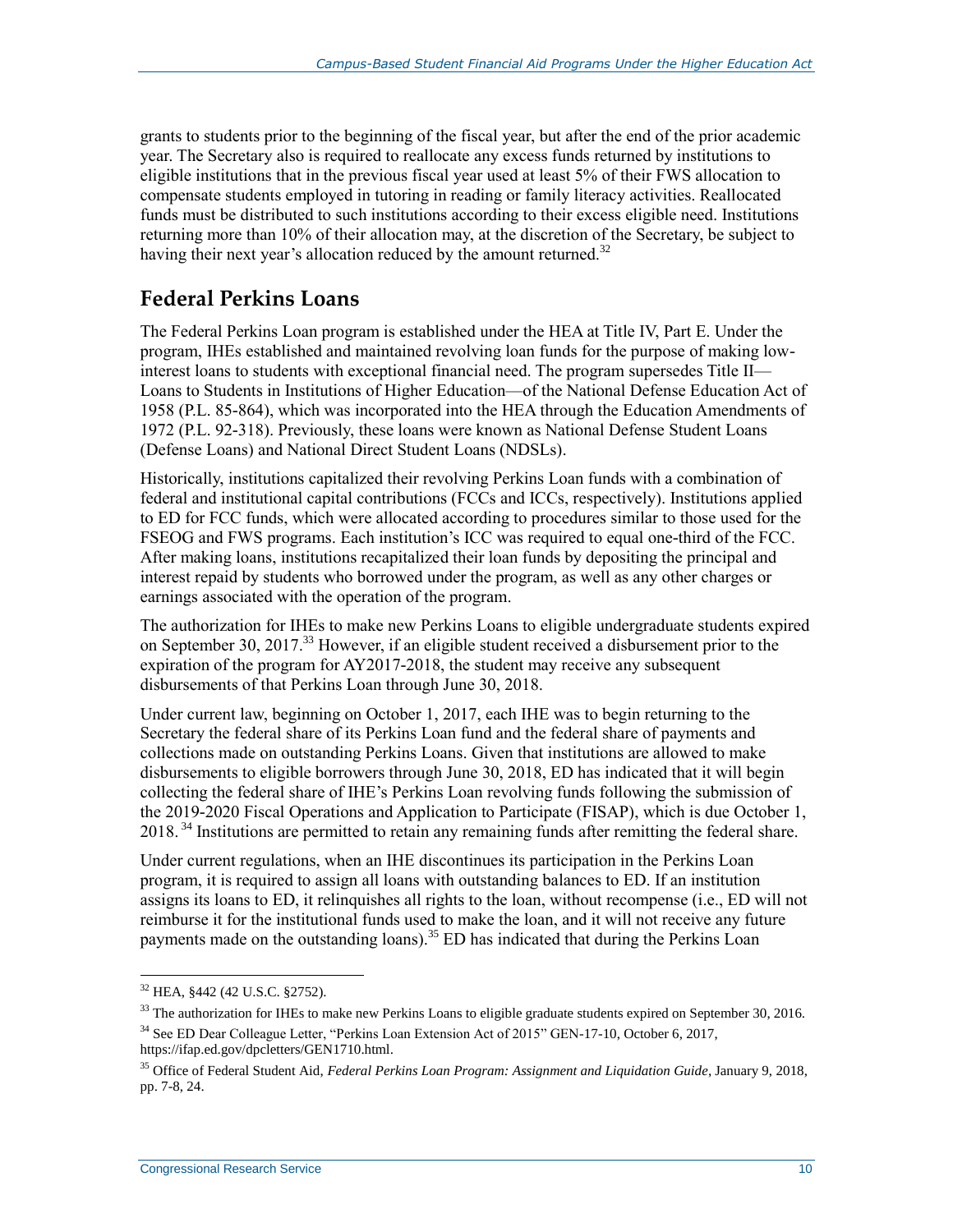grants to students prior to the beginning of the fiscal year, but after the end of the prior academic year. The Secretary also is required to reallocate any excess funds returned by institutions to eligible institutions that in the previous fiscal year used at least 5% of their FWS allocation to compensate students employed in tutoring in reading or family literacy activities. Reallocated funds must be distributed to such institutions according to their excess eligible need. Institutions returning more than 10% of their allocation may, at the discretion of the Secretary, be subject to having their next year's allocation reduced by the amount returned.[32]

## Federal Perkins Loans

The Federal Perkins Loan program is established under the HEA at Title IV, Part E. Under the program, IHEs established and maintained revolving loan funds for the purpose of making low-interest loans to students with exceptional financial need. The program supersedes Title II—Loans to Students in Institutions of Higher Education—of the National Defense Education Act of 1958 (P.L. 85-864), which was incorporated into the HEA through the Education Amendments of 1972 (P.L. 92-318). Previously, these loans were known as National Defense Student Loans (Defense Loans) and National Direct Student Loans (NDSLs).

Historically, institutions capitalized their revolving Perkins Loan funds with a combination of federal and institutional capital contributions (FCCs and ICCs, respectively). Institutions applied to ED for FCC funds, which were allocated according to procedures similar to those used for the FSEOG and FWS programs. Each institution's ICC was required to equal one-third of the FCC. After making loans, institutions recapitalized their loan funds by depositing the principal and interest repaid by students who borrowed under the program, as well as any other charges or earnings associated with the operation of the program.

The authorization for IHEs to make new Perkins Loans to eligible undergraduate students expired on September 30, 2017.[33] However, if an eligible student received a disbursement prior to the expiration of the program for AY2017-2018, the student may receive any subsequent disbursements of that Perkins Loan through June 30, 2018.

Under current law, beginning on October 1, 2017, each IHE was to begin returning to the Secretary the federal share of its Perkins Loan fund and the federal share of payments and collections made on outstanding Perkins Loans. Given that institutions are allowed to make disbursements to eligible borrowers through June 30, 2018, ED has indicated that it will begin collecting the federal share of IHE's Perkins Loan revolving funds following the submission of the 2019-2020 Fiscal Operations and Application to Participate (FISAP), which is due October 1, 2018.[34] Institutions are permitted to retain any remaining funds after remitting the federal share.

Under current regulations, when an IHE discontinues its participation in the Perkins Loan program, it is required to assign all loans with outstanding balances to ED. If an institution assigns its loans to ED, it relinquishes all rights to the loan, without recompense (i.e., ED will not reimburse it for the institutional funds used to make the loan, and it will not receive any future payments made on the outstanding loans).[35] ED has indicated that during the Perkins Loan

---

[32] HEA, §442 (42 U.S.C. §2752).

[33] The authorization for IHEs to make new Perkins Loans to eligible graduate students expired on September 30, 2016.

[34] See ED Dear Colleague Letter, "Perkins Loan Extension Act of 2015" GEN-17-10, October 6, 2017, https://ifap.ed.gov/dpcletters/GEN1710.html.

[35] Office of Federal Student Aid, *Federal Perkins Loan Program: Assignment and Liquidation Guide*, January 9, 2018, pp. 7-8, 24.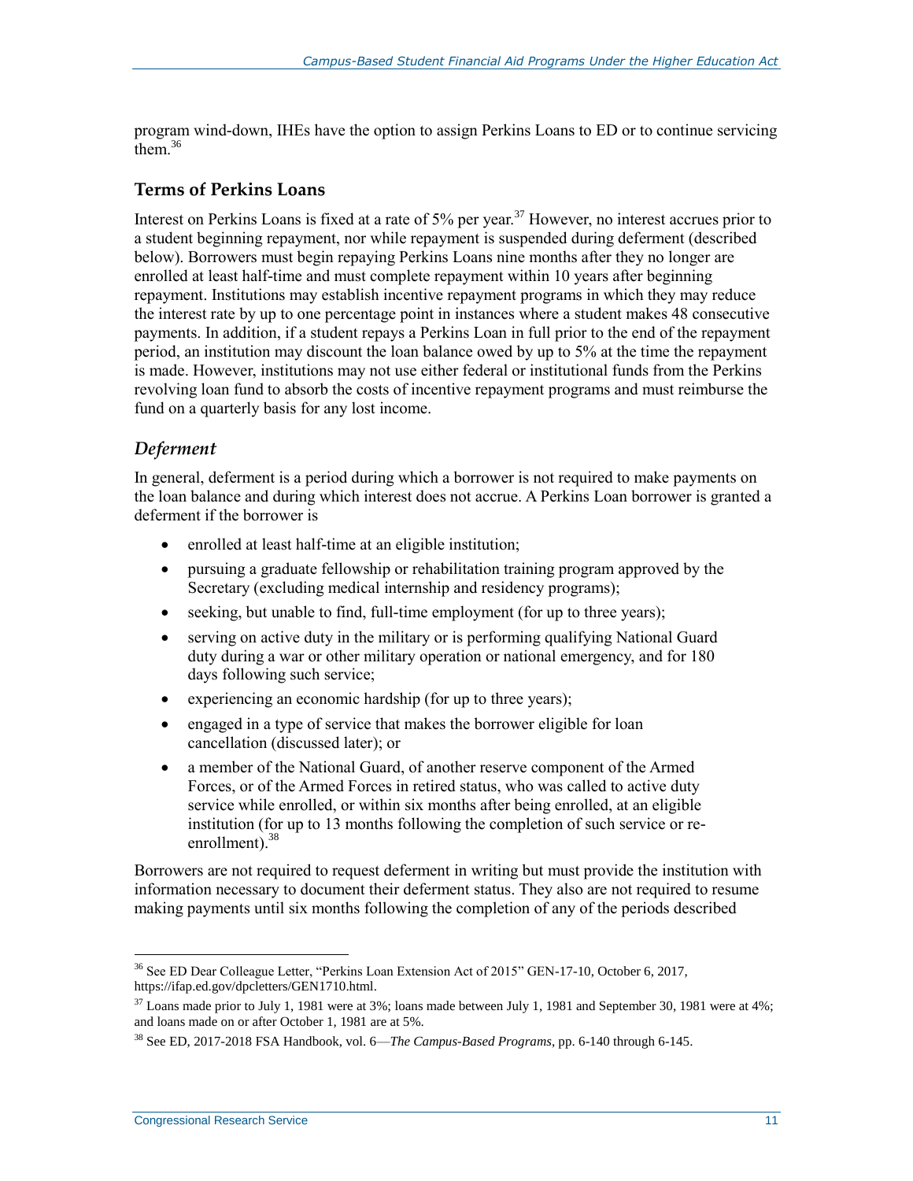program wind-down, IHEs have the option to assign Perkins Loans to ED or to continue servicing them.[36]

## Terms of Perkins Loans

Interest on Perkins Loans is fixed at a rate of 5% per year.[37] However, no interest accrues prior to a student beginning repayment, nor while repayment is suspended during deferment (described below). Borrowers must begin repaying Perkins Loans nine months after they no longer are enrolled at least half-time and must complete repayment within 10 years after beginning repayment. Institutions may establish incentive repayment programs in which they may reduce the interest rate by up to one percentage point in instances where a student makes 48 consecutive payments. In addition, if a student repays a Perkins Loan in full prior to the end of the repayment period, an institution may discount the loan balance owed by up to 5% at the time the repayment is made. However, institutions may not use either federal or institutional funds from the Perkins revolving loan fund to absorb the costs of incentive repayment programs and must reimburse the fund on a quarterly basis for any lost income.

### *Deferment*

In general, deferment is a period during which a borrower is not required to make payments on the loan balance and during which interest does not accrue. A Perkins Loan borrower is granted a deferment if the borrower is

- enrolled at least half-time at an eligible institution;
- pursuing a graduate fellowship or rehabilitation training program approved by the Secretary (excluding medical internship and residency programs);
- seeking, but unable to find, full-time employment (for up to three years);
- serving on active duty in the military or is performing qualifying National Guard duty during a war or other military operation or national emergency, and for 180 days following such service;
- experiencing an economic hardship (for up to three years);
- engaged in a type of service that makes the borrower eligible for loan cancellation (discussed later); or
- a member of the National Guard, of another reserve component of the Armed Forces, or of the Armed Forces in retired status, who was called to active duty service while enrolled, or within six months after being enrolled, at an eligible institution (for up to 13 months following the completion of such service or re-enrollment).[38]

Borrowers are not required to request deferment in writing but must provide the institution with information necessary to document their deferment status. They also are not required to resume making payments until six months following the completion of any of the periods described

[36] See ED Dear Colleague Letter, "Perkins Loan Extension Act of 2015" GEN-17-10, October 6, 2017, https://ifap.ed.gov/dpcletters/GEN1710.html.

[37] Loans made prior to July 1, 1981 were at 3%; loans made between July 1, 1981 and September 30, 1981 were at 4%; and loans made on or after October 1, 1981 are at 5%.

[38] See ED, 2017-2018 FSA Handbook, vol. 6—*The Campus-Based Programs*, pp. 6-140 through 6-145.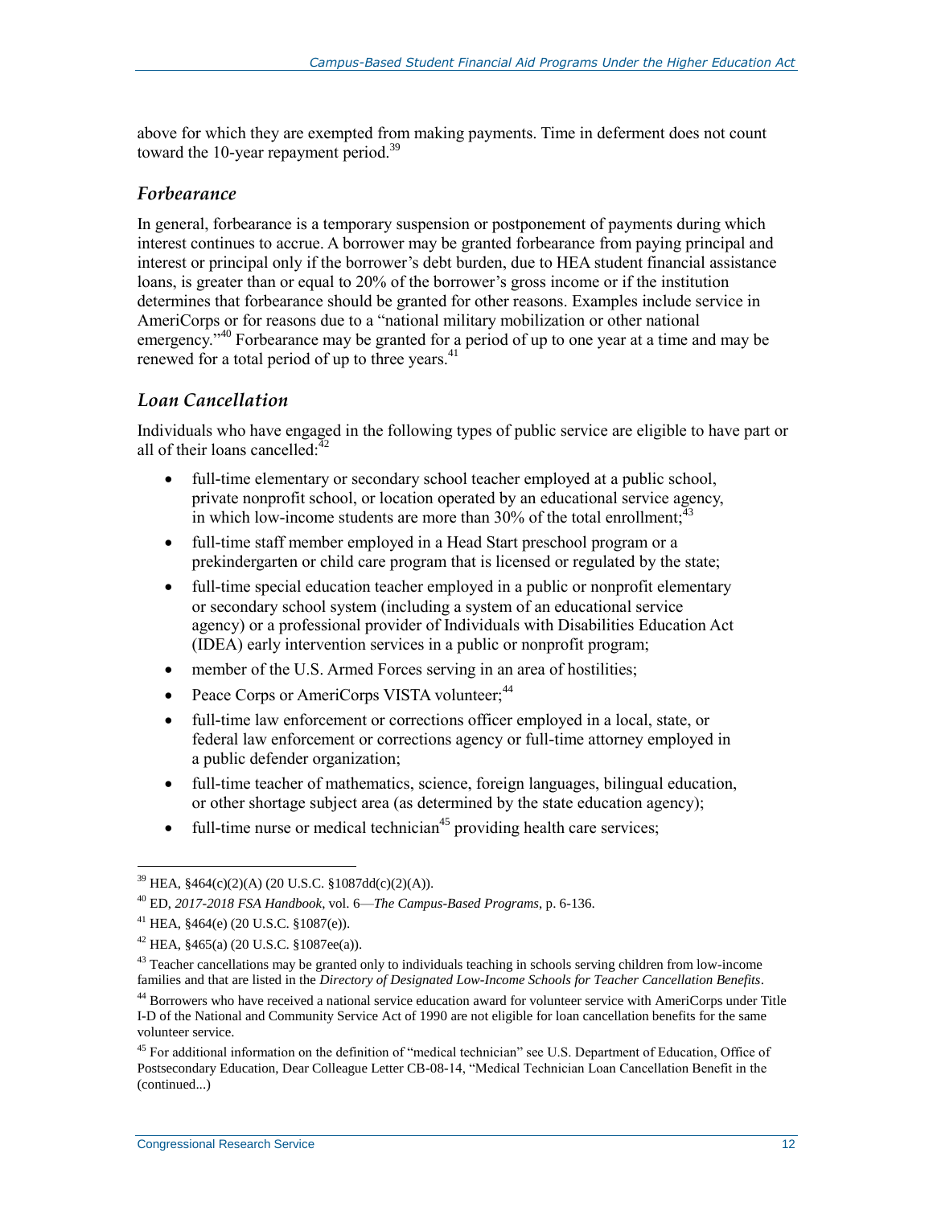above for which they are exempted from making payments. Time in deferment does not count toward the 10-year repayment period.[39]

### *Forbearance*

In general, forbearance is a temporary suspension or postponement of payments during which interest continues to accrue. A borrower may be granted forbearance from paying principal and interest or principal only if the borrower's debt burden, due to HEA student financial assistance loans, is greater than or equal to 20% of the borrower's gross income or if the institution determines that forbearance should be granted for other reasons. Examples include service in AmeriCorps or for reasons due to a "national military mobilization or other national emergency."[40] Forbearance may be granted for a period of up to one year at a time and may be renewed for a total period of up to three years.[41]

### *Loan Cancellation*

Individuals who have engaged in the following types of public service are eligible to have part or all of their loans cancelled:[42]

- full-time elementary or secondary school teacher employed at a public school, private nonprofit school, or location operated by an educational service agency, in which low-income students are more than 30% of the total enrollment;[43]
- full-time staff member employed in a Head Start preschool program or a prekindergarten or child care program that is licensed or regulated by the state;
- full-time special education teacher employed in a public or nonprofit elementary or secondary school system (including a system of an educational service agency) or a professional provider of Individuals with Disabilities Education Act (IDEA) early intervention services in a public or nonprofit program;
- member of the U.S. Armed Forces serving in an area of hostilities;
- Peace Corps or AmeriCorps VISTA volunteer;[44]
- full-time law enforcement or corrections officer employed in a local, state, or federal law enforcement or corrections agency or full-time attorney employed in a public defender organization;
- full-time teacher of mathematics, science, foreign languages, bilingual education, or other shortage subject area (as determined by the state education agency);
- full-time nurse or medical technician[45] providing health care services;

---

[39] HEA, §464(c)(2)(A) (20 U.S.C. §1087dd(c)(2)(A)).

[40] ED, *2017-2018 FSA Handbook*, vol. 6—*The Campus-Based Programs*, p. 6-136.

[41] HEA, §464(e) (20 U.S.C. §1087(e)).

[42] HEA, §465(a) (20 U.S.C. §1087ee(a)).

[43] Teacher cancellations may be granted only to individuals teaching in schools serving children from low-income families and that are listed in the *Directory of Designated Low-Income Schools for Teacher Cancellation Benefits*.

[44] Borrowers who have received a national service education award for volunteer service with AmeriCorps under Title I-D of the National and Community Service Act of 1990 are not eligible for loan cancellation benefits for the same volunteer service.

[45] For additional information on the definition of "medical technician" see U.S. Department of Education, Office of Postsecondary Education, Dear Colleague Letter CB-08-14, "Medical Technician Loan Cancellation Benefit in the (continued...)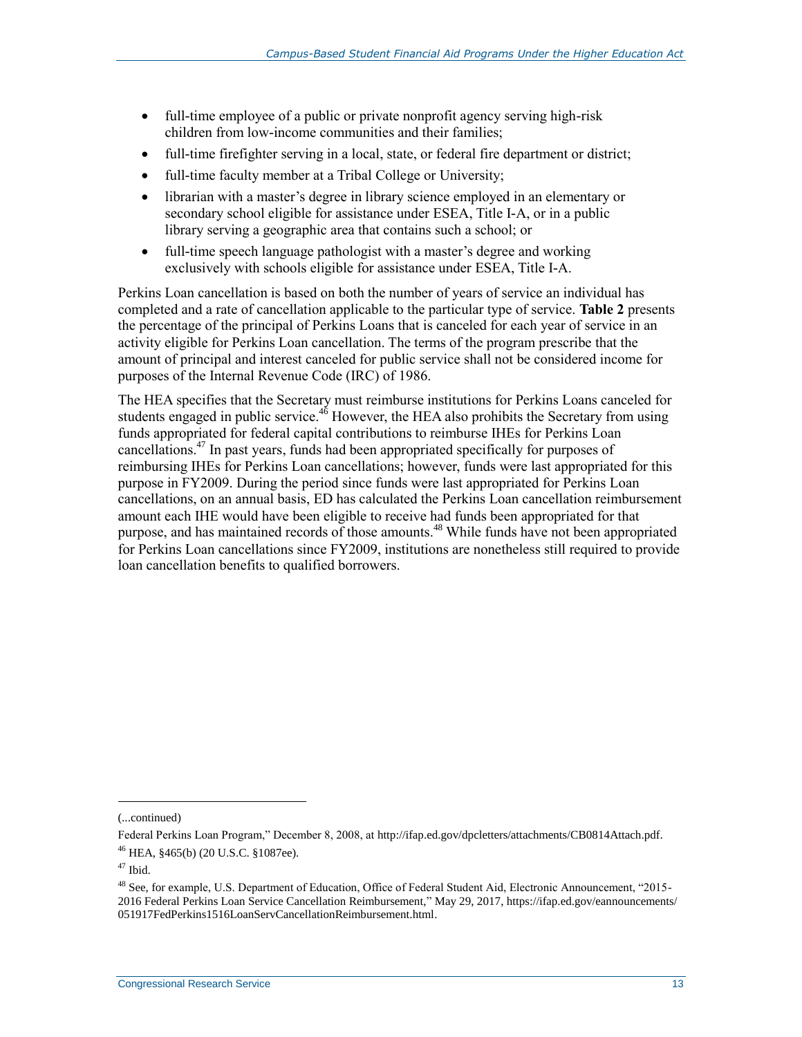- full-time employee of a public or private nonprofit agency serving high-risk children from low-income communities and their families;
- full-time firefighter serving in a local, state, or federal fire department or district;
- full-time faculty member at a Tribal College or University;
- librarian with a master's degree in library science employed in an elementary or secondary school eligible for assistance under ESEA, Title I-A, or in a public library serving a geographic area that contains such a school; or
- full-time speech language pathologist with a master's degree and working exclusively with schools eligible for assistance under ESEA, Title I-A.

Perkins Loan cancellation is based on both the number of years of service an individual has completed and a rate of cancellation applicable to the particular type of service. **Table 2** presents the percentage of the principal of Perkins Loans that is canceled for each year of service in an activity eligible for Perkins Loan cancellation. The terms of the program prescribe that the amount of principal and interest canceled for public service shall not be considered income for purposes of the Internal Revenue Code (IRC) of 1986.

The HEA specifies that the Secretary must reimburse institutions for Perkins Loans canceled for students engaged in public service.[46] However, the HEA also prohibits the Secretary from using funds appropriated for federal capital contributions to reimburse IHEs for Perkins Loan cancellations.[47] In past years, funds had been appropriated specifically for purposes of reimbursing IHEs for Perkins Loan cancellations; however, funds were last appropriated for this purpose in FY2009. During the period since funds were last appropriated for Perkins Loan cancellations, on an annual basis, ED has calculated the Perkins Loan cancellation reimbursement amount each IHE would have been eligible to receive had funds been appropriated for that purpose, and has maintained records of those amounts.[48] While funds have not been appropriated for Perkins Loan cancellations since FY2009, institutions are nonetheless still required to provide loan cancellation benefits to qualified borrowers.

(...continued)

Federal Perkins Loan Program," December 8, 2008, at http://ifap.ed.gov/dpcletters/attachments/CB0814Attach.pdf.

[46] HEA, §465(b) (20 U.S.C. §1087ee).

[47] Ibid.

[48] See, for example, U.S. Department of Education, Office of Federal Student Aid, Electronic Announcement, "2015-2016 Federal Perkins Loan Service Cancellation Reimbursement," May 29, 2017, https://ifap.ed.gov/eannouncements/051917FedPerkins1516LoanServCancellationReimbursement.html.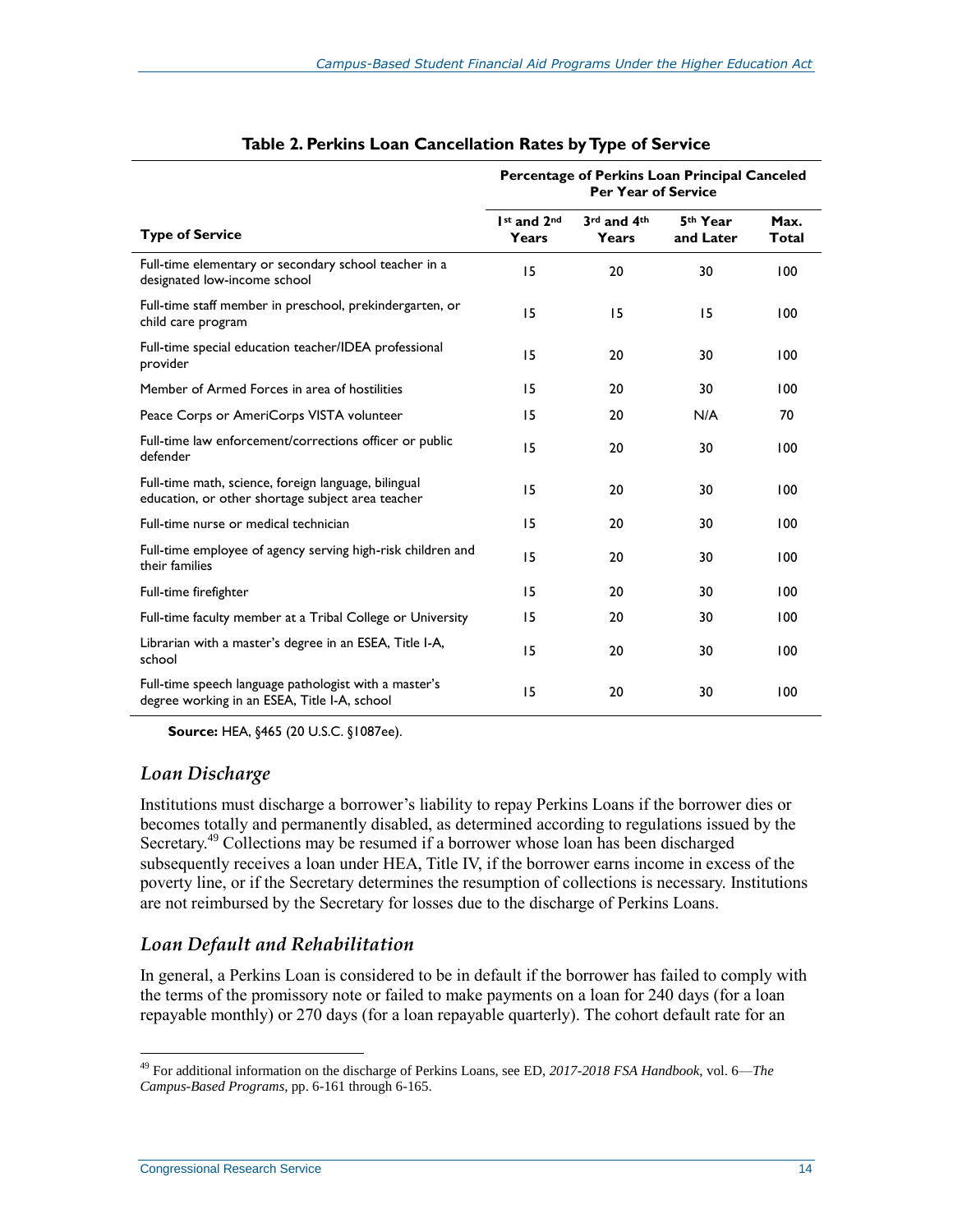**Table 2. Perkins Loan Cancellation Rates by Type of Service**

| Type of Service | Percentage of Perkins Loan Principal Canceled Per Year of Service | | | |
|---|---|---|---|---|
| | 1st and 2nd Years | 3rd and 4th Years | 5th Year and Later | Max. Total |
| Full-time elementary or secondary school teacher in a designated low-income school | 15 | 20 | 30 | 100 |
| Full-time staff member in preschool, prekindergarten, or child care program | 15 | 15 | 15 | 100 |
| Full-time special education teacher/IDEA professional provider | 15 | 20 | 30 | 100 |
| Member of Armed Forces in area of hostilities | 15 | 20 | 30 | 100 |
| Peace Corps or AmeriCorps VISTA volunteer | 15 | 20 | N/A | 70 |
| Full-time law enforcement/corrections officer or public defender | 15 | 20 | 30 | 100 |
| Full-time math, science, foreign language, bilingual education, or other shortage subject area teacher | 15 | 20 | 30 | 100 |
| Full-time nurse or medical technician | 15 | 20 | 30 | 100 |
| Full-time employee of agency serving high-risk children and their families | 15 | 20 | 30 | 100 |
| Full-time firefighter | 15 | 20 | 30 | 100 |
| Full-time faculty member at a Tribal College or University | 15 | 20 | 30 | 100 |
| Librarian with a master's degree in an ESEA, Title I-A, school | 15 | 20 | 30 | 100 |
| Full-time speech language pathologist with a master's degree working in an ESEA, Title I-A, school | 15 | 20 | 30 | 100 |

**Source:** HEA, §465 (20 U.S.C. §1087ee).

## *Loan Discharge*

Institutions must discharge a borrower's liability to repay Perkins Loans if the borrower dies or becomes totally and permanently disabled, as determined according to regulations issued by the Secretary.[49] Collections may be resumed if a borrower whose loan has been discharged subsequently receives a loan under HEA, Title IV, if the borrower earns income in excess of the poverty line, or if the Secretary determines the resumption of collections is necessary. Institutions are not reimbursed by the Secretary for losses due to the discharge of Perkins Loans.

## *Loan Default and Rehabilitation*

In general, a Perkins Loan is considered to be in default if the borrower has failed to comply with the terms of the promissory note or failed to make payments on a loan for 240 days (for a loan repayable monthly) or 270 days (for a loan repayable quarterly). The cohort default rate for an

---

[49] For additional information on the discharge of Perkins Loans, see ED, *2017-2018 FSA Handbook*, vol. 6—*The Campus-Based Programs*, pp. 6-161 through 6-165.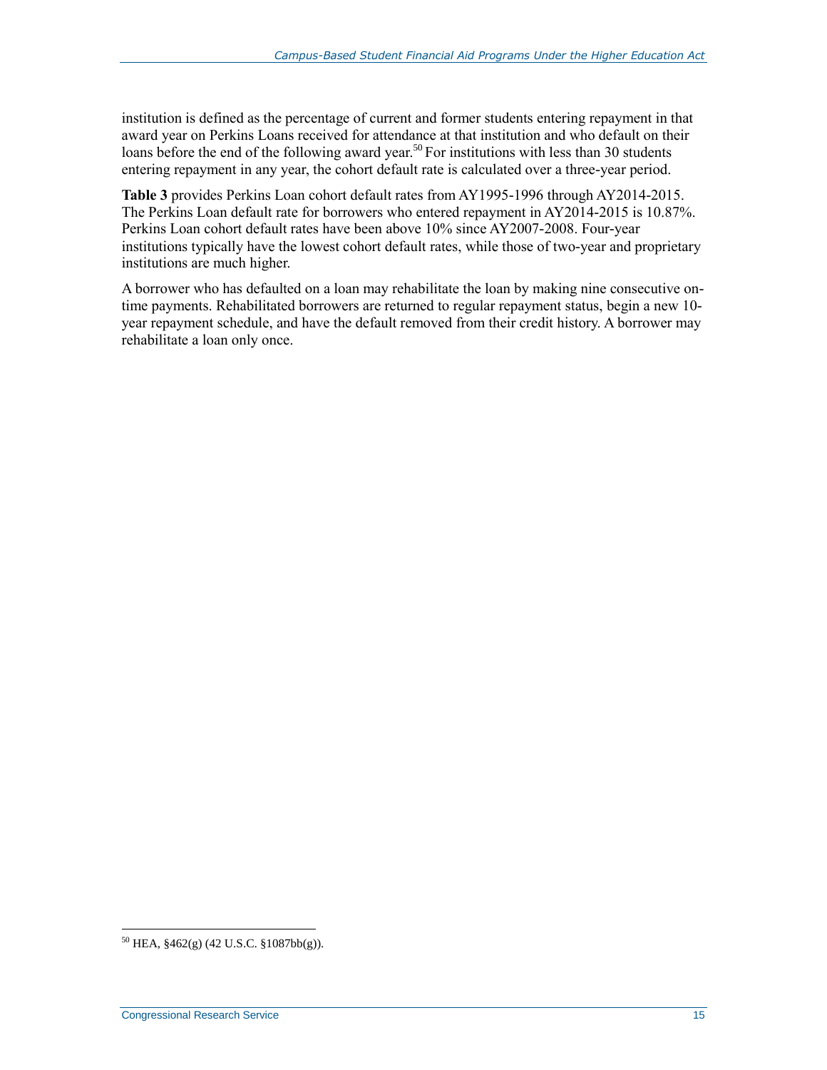institution is defined as the percentage of current and former students entering repayment in that award year on Perkins Loans received for attendance at that institution and who default on their loans before the end of the following award year.[50] For institutions with less than 30 students entering repayment in any year, the cohort default rate is calculated over a three-year period.

**Table 3** provides Perkins Loan cohort default rates from AY1995-1996 through AY2014-2015. The Perkins Loan default rate for borrowers who entered repayment in AY2014-2015 is 10.87%. Perkins Loan cohort default rates have been above 10% since AY2007-2008. Four-year institutions typically have the lowest cohort default rates, while those of two-year and proprietary institutions are much higher.

A borrower who has defaulted on a loan may rehabilitate the loan by making nine consecutive on-time payments. Rehabilitated borrowers are returned to regular repayment status, begin a new 10-year repayment schedule, and have the default removed from their credit history. A borrower may rehabilitate a loan only once.

[50] HEA, §462(g) (42 U.S.C. §1087bb(g)).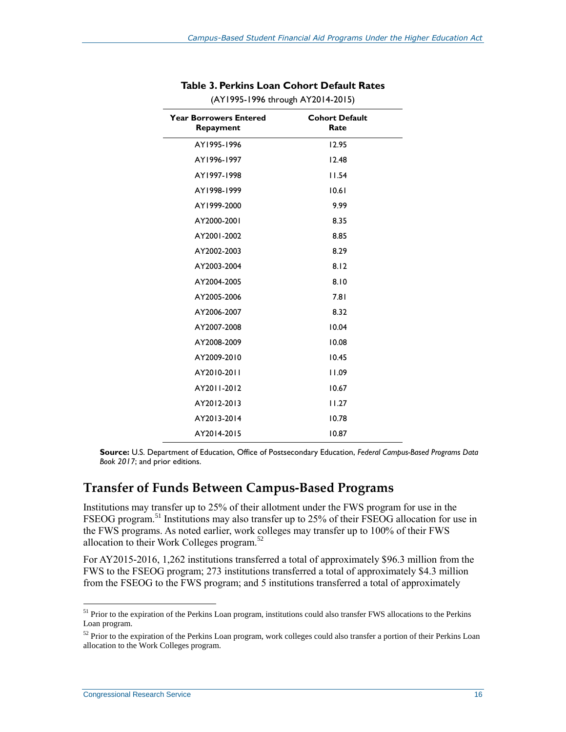**Table 3. Perkins Loan Cohort Default Rates**

(AY1995-1996 through AY2014-2015)

| Year Borrowers Entered Repayment | Cohort Default Rate |
|---|---|
| AY1995-1996 | 12.95 |
| AY1996-1997 | 12.48 |
| AY1997-1998 | 11.54 |
| AY1998-1999 | 10.61 |
| AY1999-2000 | 9.99 |
| AY2000-2001 | 8.35 |
| AY2001-2002 | 8.85 |
| AY2002-2003 | 8.29 |
| AY2003-2004 | 8.12 |
| AY2004-2005 | 8.10 |
| AY2005-2006 | 7.81 |
| AY2006-2007 | 8.32 |
| AY2007-2008 | 10.04 |
| AY2008-2009 | 10.08 |
| AY2009-2010 | 10.45 |
| AY2010-2011 | 11.09 |
| AY2011-2012 | 10.67 |
| AY2012-2013 | 11.27 |
| AY2013-2014 | 10.78 |
| AY2014-2015 | 10.87 |

**Source:** U.S. Department of Education, Office of Postsecondary Education, *Federal Campus-Based Programs Data Book 2017*; and prior editions.

## Transfer of Funds Between Campus-Based Programs

Institutions may transfer up to 25% of their allotment under the FWS program for use in the FSEOG program.[51] Institutions may also transfer up to 25% of their FSEOG allocation for use in the FWS programs. As noted earlier, work colleges may transfer up to 100% of their FWS allocation to their Work Colleges program.[52]

For AY2015-2016, 1,262 institutions transferred a total of approximately $96.3 million from the FWS to the FSEOG program; 273 institutions transferred a total of approximately $4.3 million from the FSEOG to the FWS program; and 5 institutions transferred a total of approximately

[51] Prior to the expiration of the Perkins Loan program, institutions could also transfer FWS allocations to the Perkins Loan program.

[52] Prior to the expiration of the Perkins Loan program, work colleges could also transfer a portion of their Perkins Loan allocation to the Work Colleges program.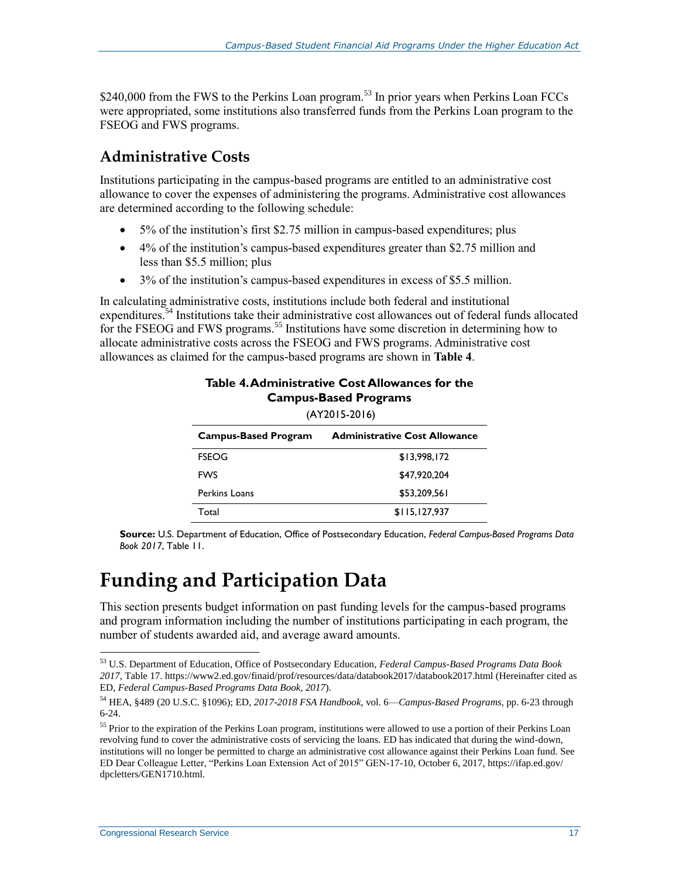$240,000 from the FWS to the Perkins Loan program.[53] In prior years when Perkins Loan FCCs were appropriated, some institutions also transferred funds from the Perkins Loan program to the FSEOG and FWS programs.

## Administrative Costs

Institutions participating in the campus-based programs are entitled to an administrative cost allowance to cover the expenses of administering the programs. Administrative cost allowances are determined according to the following schedule:

- 5% of the institution's first $2.75 million in campus-based expenditures; plus
- 4% of the institution's campus-based expenditures greater than $2.75 million and less than $5.5 million; plus
- 3% of the institution's campus-based expenditures in excess of $5.5 million.

In calculating administrative costs, institutions include both federal and institutional expenditures.[54] Institutions take their administrative cost allowances out of federal funds allocated for the FSEOG and FWS programs.[55] Institutions have some discretion in determining how to allocate administrative costs across the FSEOG and FWS programs. Administrative cost allowances as claimed for the campus-based programs are shown in **Table 4**.

**Table 4. Administrative Cost Allowances for the Campus-Based Programs**

(AY2015-2016)

| Campus-Based Program | Administrative Cost Allowance |
|---|---|
| FSEOG | $13,998,172 |
| FWS | $47,920,204 |
| Perkins Loans | $53,209,561 |
| Total | $115,127,937 |

**Source:** U.S. Department of Education, Office of Postsecondary Education, *Federal Campus-Based Programs Data Book 2017*, Table 11.

# Funding and Participation Data

This section presents budget information on past funding levels for the campus-based programs and program information including the number of institutions participating in each program, the number of students awarded aid, and average award amounts.

---

[53] U.S. Department of Education, Office of Postsecondary Education, *Federal Campus-Based Programs Data Book 2017*, Table 17. https://www2.ed.gov/finaid/prof/resources/data/databook2017/databook2017.html (Hereinafter cited as ED, *Federal Campus-Based Programs Data Book, 2017*).

[54] HEA, §489 (20 U.S.C. §1096); ED, *2017-2018 FSA Handbook*, vol. 6—*Campus-Based Programs*, pp. 6-23 through 6-24.

[55] Prior to the expiration of the Perkins Loan program, institutions were allowed to use a portion of their Perkins Loan revolving fund to cover the administrative costs of servicing the loans. ED has indicated that during the wind-down, institutions will no longer be permitted to charge an administrative cost allowance against their Perkins Loan fund. See ED Dear Colleague Letter, "Perkins Loan Extension Act of 2015" GEN-17-10, October 6, 2017, https://ifap.ed.gov/dpcletters/GEN1710.html.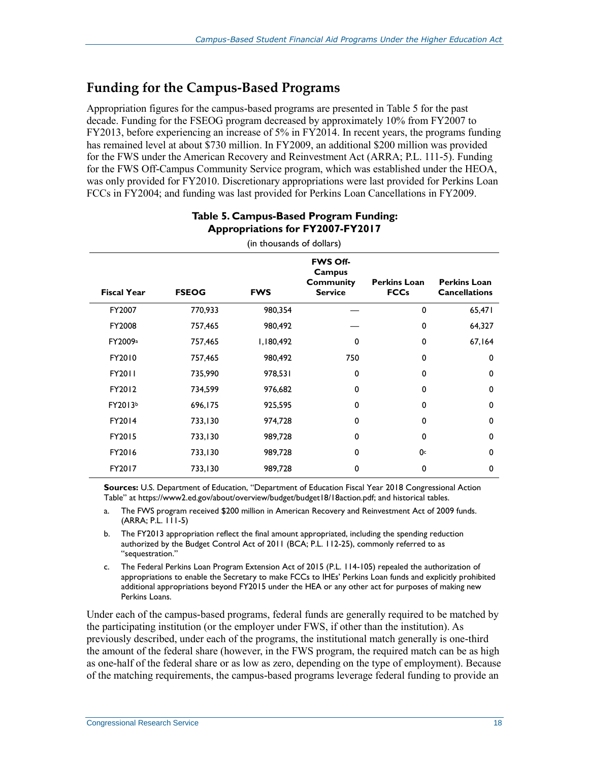## Funding for the Campus-Based Programs

Appropriation figures for the campus-based programs are presented in Table 5 for the past decade. Funding for the FSEOG program decreased by approximately 10% from FY2007 to FY2013, before experiencing an increase of 5% in FY2014. In recent years, the programs funding has remained level at about $730 million. In FY2009, an additional $200 million was provided for the FWS under the American Recovery and Reinvestment Act (ARRA; P.L. 111-5). Funding for the FWS Off-Campus Community Service program, which was established under the HEOA, was only provided for FY2010. Discretionary appropriations were last provided for Perkins Loan FCCs in FY2004; and funding was last provided for Perkins Loan Cancellations in FY2009.

**Table 5. Campus-Based Program Funding: Appropriations for FY2007-FY2017**

(in thousands of dollars)

| Fiscal Year | FSEOG | FWS | FWS Off-Campus Community Service | Perkins Loan FCCs | Perkins Loan Cancellations |
|---|---|---|---|---|---|
| FY2007 | 770,933 | 980,354 | — | 0 | 65,471 |
| FY2008 | 757,465 | 980,492 | — | 0 | 64,327 |
| FY2009[a] | 757,465 | 1,180,492 | 0 | 0 | 67,164 |
| FY2010 | 757,465 | 980,492 | 750 | 0 | 0 |
| FY2011 | 735,990 | 978,531 | 0 | 0 | 0 |
| FY2012 | 734,599 | 976,682 | 0 | 0 | 0 |
| FY2013[b] | 696,175 | 925,595 | 0 | 0 | 0 |
| FY2014 | 733,130 | 974,728 | 0 | 0 | 0 |
| FY2015 | 733,130 | 989,728 | 0 | 0 | 0 |
| FY2016 | 733,130 | 989,728 | 0 | 0[c] | 0 |
| FY2017 | 733,130 | 989,728 | 0 | 0 | 0 |

**Sources:** U.S. Department of Education, "Department of Education Fiscal Year 2018 Congressional Action Table" at https://www2.ed.gov/about/overview/budget/budget18/18action.pdf; and historical tables.

a. The FWS program received $200 million in American Recovery and Reinvestment Act of 2009 funds. (ARRA; P.L. 111-5)

b. The FY2013 appropriation reflect the final amount appropriated, including the spending reduction authorized by the Budget Control Act of 2011 (BCA; P.L. 112-25), commonly referred to as "sequestration."

c. The Federal Perkins Loan Program Extension Act of 2015 (P.L. 114-105) repealed the authorization of appropriations to enable the Secretary to make FCCs to IHEs' Perkins Loan funds and explicitly prohibited additional appropriations beyond FY2015 under the HEA or any other act for purposes of making new Perkins Loans.

Under each of the campus-based programs, federal funds are generally required to be matched by the participating institution (or the employer under FWS, if other than the institution). As previously described, under each of the programs, the institutional match generally is one-third the amount of the federal share (however, in the FWS program, the required match can be as high as one-half of the federal share or as low as zero, depending on the type of employment). Because of the matching requirements, the campus-based programs leverage federal funding to provide an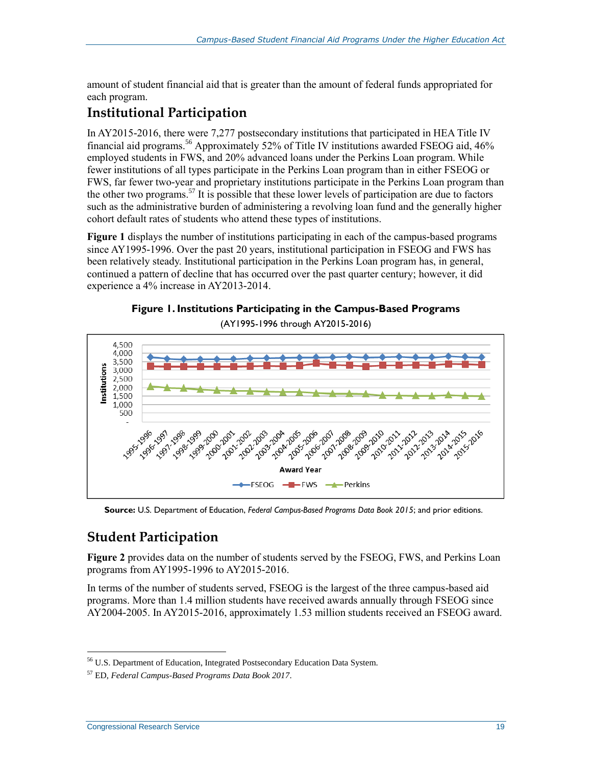amount of student financial aid that is greater than the amount of federal funds appropriated for each program.

## Institutional Participation

In AY2015-2016, there were 7,277 postsecondary institutions that participated in HEA Title IV financial aid programs.[56] Approximately 52% of Title IV institutions awarded FSEOG aid, 46% employed students in FWS, and 20% advanced loans under the Perkins Loan program. While fewer institutions of all types participate in the Perkins Loan program than in either FSEOG or FWS, far fewer two-year and proprietary institutions participate in the Perkins Loan program than the other two programs.[57] It is possible that these lower levels of participation are due to factors such as the administrative burden of administering a revolving loan fund and the generally higher cohort default rates of students who attend these types of institutions.

**Figure 1** displays the number of institutions participating in each of the campus-based programs since AY1995-1996. Over the past 20 years, institutional participation in FSEOG and FWS has been relatively steady. Institutional participation in the Perkins Loan program has, in general, continued a pattern of decline that has occurred over the past quarter century; however, it did experience a 4% increase in AY2013-2014.

**Figure 1. Institutions Participating in the Campus-Based Programs**

(AY1995-1996 through AY2015-2016)

**Source:** U.S. Department of Education, *Federal Campus-Based Programs Data Book 2015*; and prior editions.

## Student Participation

**Figure 2** provides data on the number of students served by the FSEOG, FWS, and Perkins Loan programs from AY1995-1996 to AY2015-2016.

In terms of the number of students served, FSEOG is the largest of the three campus-based aid programs. More than 1.4 million students have received awards annually through FSEOG since AY2004-2005. In AY2015-2016, approximately 1.53 million students received an FSEOG award.

---

[56] U.S. Department of Education, Integrated Postsecondary Education Data System.

[57] ED, *Federal Campus-Based Programs Data Book 2017*.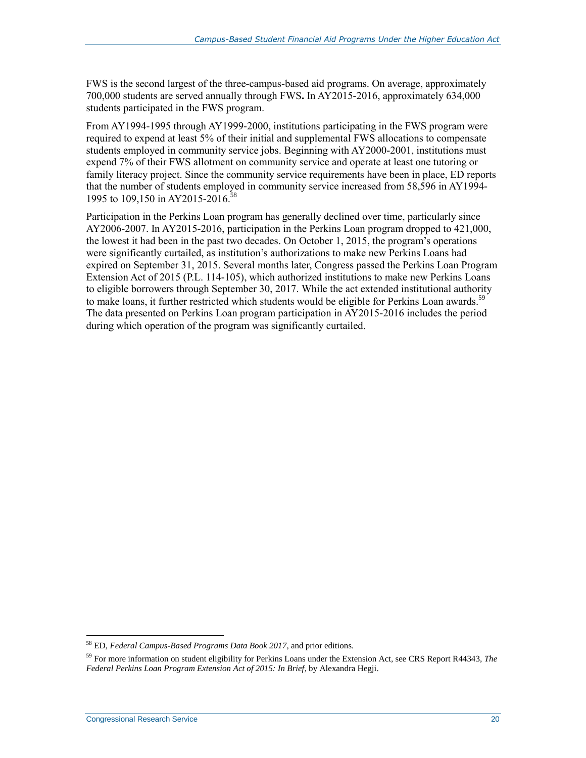FWS is the second largest of the three-campus-based aid programs. On average, approximately 700,000 students are served annually through FWS**.** In AY2015-2016, approximately 634,000 students participated in the FWS program.

From AY1994-1995 through AY1999-2000, institutions participating in the FWS program were required to expend at least 5% of their initial and supplemental FWS allocations to compensate students employed in community service jobs. Beginning with AY2000-2001, institutions must expend 7% of their FWS allotment on community service and operate at least one tutoring or family literacy project. Since the community service requirements have been in place, ED reports that the number of students employed in community service increased from 58,596 in AY1994-1995 to 109,150 in AY2015-2016.[58]

Participation in the Perkins Loan program has generally declined over time, particularly since AY2006-2007. In AY2015-2016, participation in the Perkins Loan program dropped to 421,000, the lowest it had been in the past two decades. On October 1, 2015, the program's operations were significantly curtailed, as institution's authorizations to make new Perkins Loans had expired on September 31, 2015. Several months later, Congress passed the Perkins Loan Program Extension Act of 2015 (P.L. 114-105), which authorized institutions to make new Perkins Loans to eligible borrowers through September 30, 2017. While the act extended institutional authority to make loans, it further restricted which students would be eligible for Perkins Loan awards.[59] The data presented on Perkins Loan program participation in AY2015-2016 includes the period during which operation of the program was significantly curtailed.

---

[58] ED, *Federal Campus-Based Programs Data Book 2017*, and prior editions.

[59] For more information on student eligibility for Perkins Loans under the Extension Act, see CRS Report R44343, *The Federal Perkins Loan Program Extension Act of 2015: In Brief*, by Alexandra Hegji.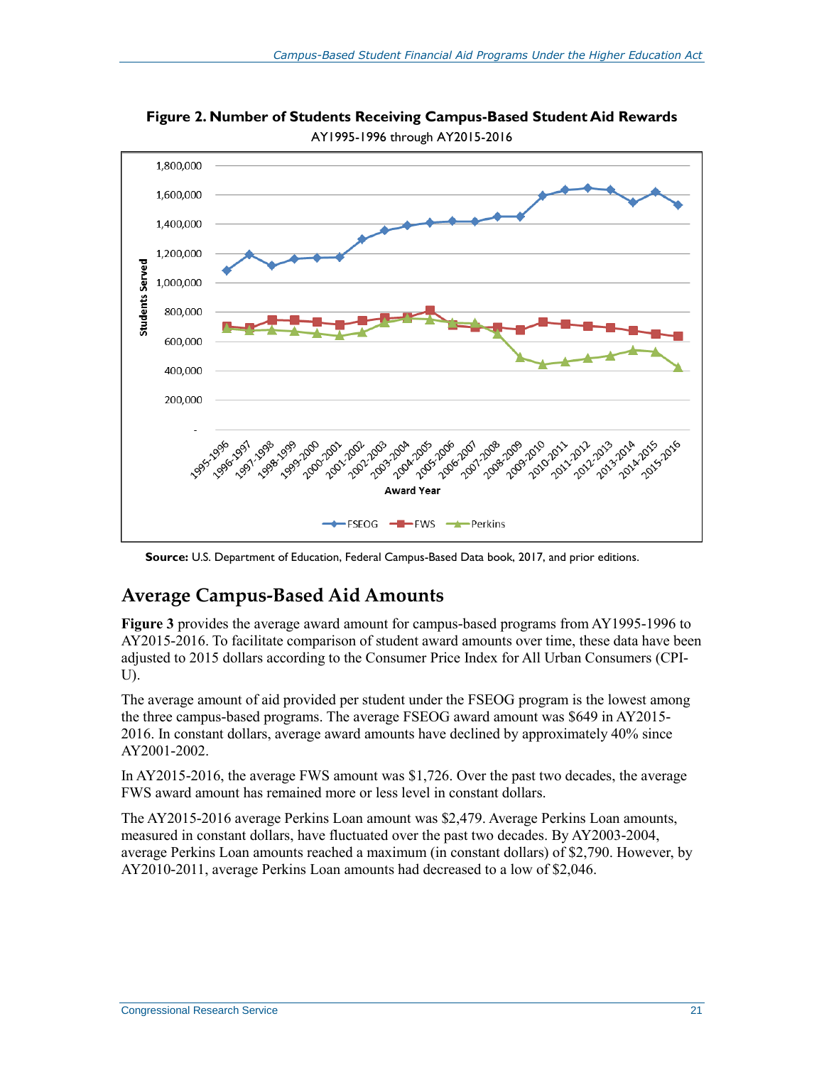**Figure 2. Number of Students Receiving Campus-Based Student Aid Rewards**

AY1995-1996 through AY2015-2016

**Source:** U.S. Department of Education, Federal Campus-Based Data book, 2017, and prior editions.

## Average Campus-Based Aid Amounts

**Figure 3** provides the average award amount for campus-based programs from AY1995-1996 to AY2015-2016. To facilitate comparison of student award amounts over time, these data have been adjusted to 2015 dollars according to the Consumer Price Index for All Urban Consumers (CPI-U).

The average amount of aid provided per student under the FSEOG program is the lowest among the three campus-based programs. The average FSEOG award amount was $649 in AY2015-2016. In constant dollars, average award amounts have declined by approximately 40% since AY2001-2002.

In AY2015-2016, the average FWS amount was $1,726. Over the past two decades, the average FWS award amount has remained more or less level in constant dollars.

The AY2015-2016 average Perkins Loan amount was $2,479. Average Perkins Loan amounts, measured in constant dollars, have fluctuated over the past two decades. By AY2003-2004, average Perkins Loan amounts reached a maximum (in constant dollars) of $2,790. However, by AY2010-2011, average Perkins Loan amounts had decreased to a low of $2,046.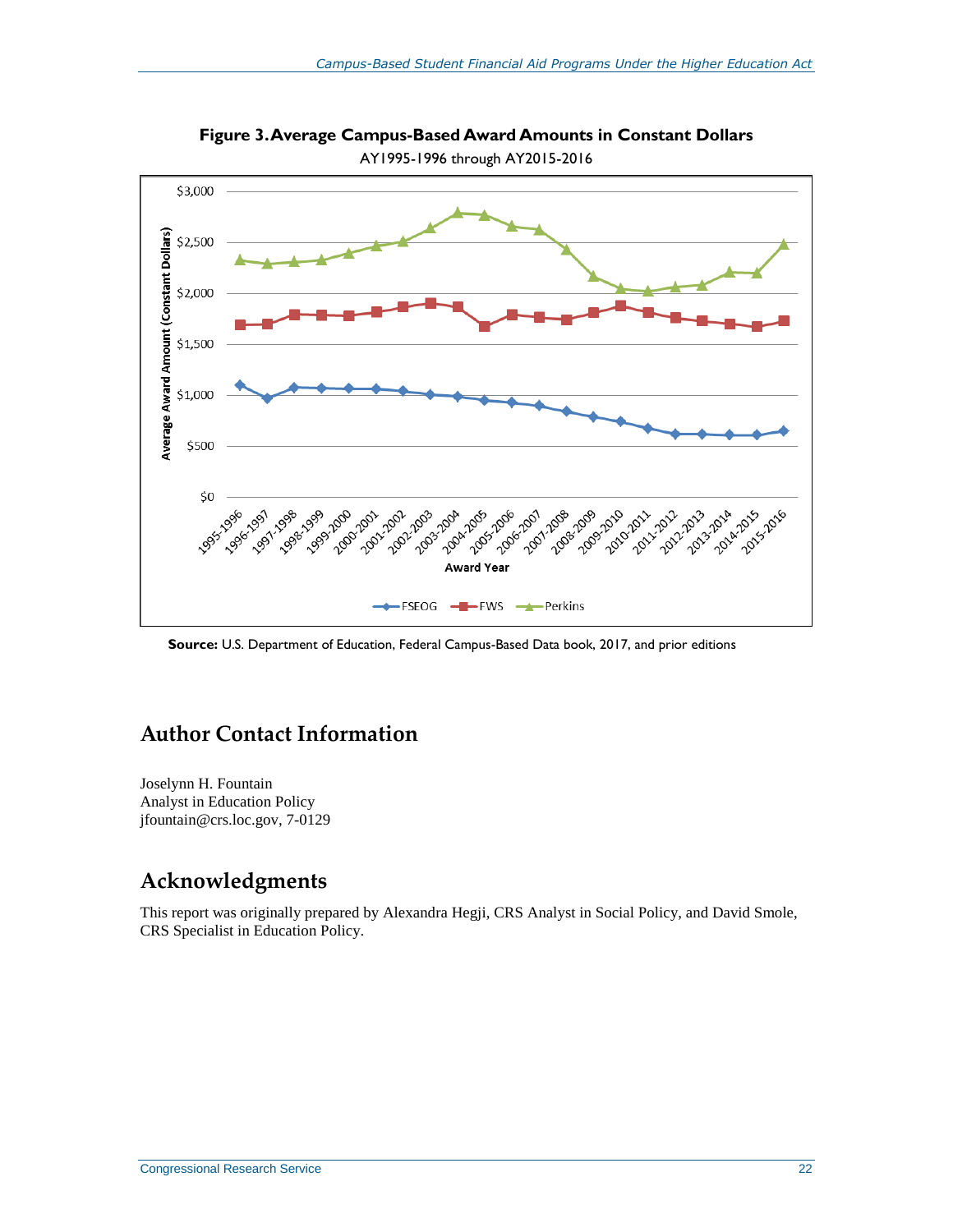**Figure 3. Average Campus-Based Award Amounts in Constant Dollars**

AY1995-1996 through AY2015-2016

$3,000
$2,500
$2,000
$1,500
$1,000
$500
$0

Average Award Amount (Constant Dollars)

1995-1996
1996-1997
1997-1998
1998-1999
1999-2000
2000-2001
2001-2002
2002-2003
2003-2004
2004-2005
2005-2006
2006-2007
2007-2008
2008-2009
2009-2010
2010-2011
2011-2012
2012-2013
2013-2014
2014-2015
2015-2016

Award Year

FSEOG
FWS
Perkins

**Source:** U.S. Department of Education, Federal Campus-Based Data book, 2017, and prior editions

## Author Contact Information

Joselynn H. Fountain
Analyst in Education Policy
jfountain@crs.loc.gov, 7-0129

## Acknowledgments

This report was originally prepared by Alexandra Hegji, CRS Analyst in Social Policy, and David Smole, CRS Specialist in Education Policy.